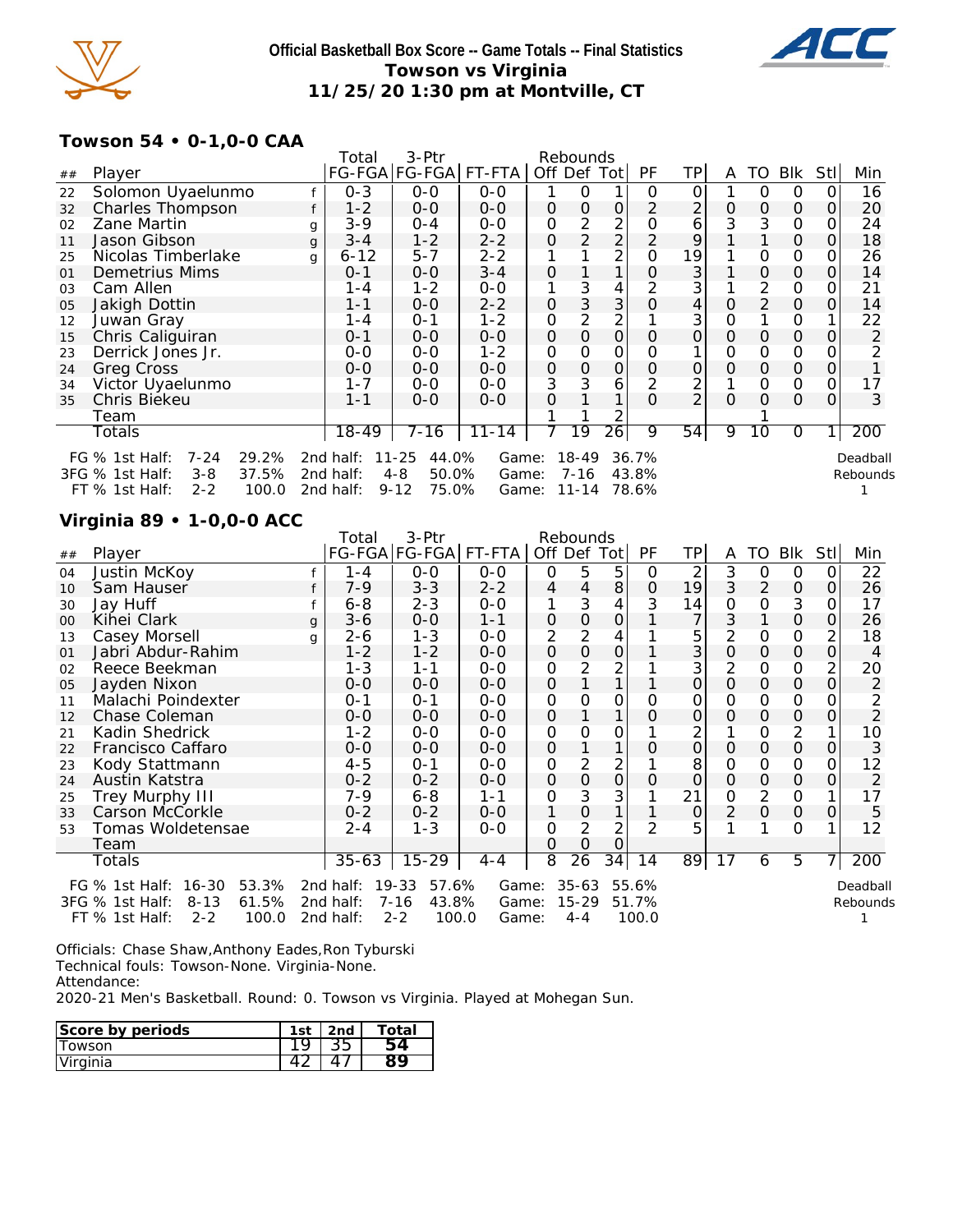# Official Basketball Box Score -- Game Totals -- Final Statistics
## Towson vs Virginia
### 11/25/20 1:30 pm at Montville, CT

### Towson 54 • 0-1,0-0 CAA

| ## | Player | | Total FG-FGA | 3-Ptr FG-FGA | FT-FTA | Rebounds Off | Def | Tot | PF | TP | A | TO | Blk | Stl | Min |
|---|---|---|---|---|---|---|---|---|---|---|---|---|---|---|---|
| 22 | Solomon Uyaelunmo | f | 0-3 | 0-0 | 0-0 | 1 | 0 | 1 | 0 | 0 | 1 | 0 | 0 | 0 | 16 |
| 32 | Charles Thompson | f | 1-2 | 0-0 | 0-0 | 0 | 0 | 0 | 2 | 2 | 0 | 0 | 0 | 0 | 20 |
| 02 | Zane Martin | g | 3-9 | 0-4 | 0-0 | 0 | 2 | 2 | 0 | 6 | 3 | 3 | 0 | 0 | 24 |
| 11 | Jason Gibson | g | 3-4 | 1-2 | 2-2 | 0 | 2 | 2 | 2 | 9 | 1 | 1 | 0 | 0 | 18 |
| 25 | Nicolas Timberlake | g | 6-12 | 5-7 | 2-2 | 1 | 1 | 2 | 0 | 19 | 1 | 0 | 0 | 0 | 26 |
| 01 | Demetrius Mims | | 0-1 | 0-0 | 3-4 | 0 | 1 | 1 | 0 | 3 | 1 | 0 | 0 | 0 | 14 |
| 03 | Cam Allen | | 1-4 | 1-2 | 0-0 | 1 | 3 | 4 | 2 | 3 | 1 | 2 | 0 | 0 | 21 |
| 05 | Jakigh Dottin | | 1-1 | 0-0 | 2-2 | 0 | 3 | 3 | 0 | 4 | 0 | 2 | 0 | 0 | 14 |
| 12 | Juwan Gray | | 1-4 | 0-1 | 1-2 | 0 | 2 | 2 | 1 | 3 | 0 | 1 | 0 | 1 | 22 |
| 15 | Chris Caliguiran | | 0-1 | 0-0 | 0-0 | 0 | 0 | 0 | 0 | 0 | 0 | 0 | 0 | 0 | 2 |
| 23 | Derrick Jones Jr. | | 0-0 | 0-0 | 1-2 | 0 | 0 | 0 | 0 | 1 | 0 | 0 | 0 | 0 | 2 |
| 24 | Greg Cross | | 0-0 | 0-0 | 0-0 | 0 | 0 | 0 | 0 | 0 | 0 | 0 | 0 | 0 | 1 |
| 34 | Victor Uyaelunmo | | 1-7 | 0-0 | 0-0 | 3 | 3 | 6 | 2 | 2 | 1 | 0 | 0 | 0 | 17 |
| 35 | Chris Biekeu | | 1-1 | 0-0 | 0-0 | 0 | 1 | 1 | 0 | 2 | 0 | 0 | 0 | 0 | 3 |
| | Team | | | | | 1 | 1 | 2 | | | | 1 | | | |
| | Totals | | 18-49 | 7-16 | 11-14 | 7 | 19 | 26 | 9 | 54 | 9 | 10 | 0 | 1 | 200 |

FG % 1st Half: 7-24 29.2% | 2nd half: 11-25 44.0% | Game: 18-49 36.7%
3FG % 1st Half: 3-8 37.5% | 2nd half: 4-8 50.0% | Game: 7-16 43.8%
FT % 1st Half: 2-2 100.0 | 2nd half: 9-12 75.0% | Game: 11-14 78.6%

Deadball Rebounds: 1

### Virginia 89 • 1-0,0-0 ACC

| ## | Player | | Total FG-FGA | 3-Ptr FG-FGA | FT-FTA | Rebounds Off | Def | Tot | PF | TP | A | TO | Blk | Stl | Min |
|---|---|---|---|---|---|---|---|---|---|---|---|---|---|---|---|
| 04 | Justin McKoy | f | 1-4 | 0-0 | 0-0 | 0 | 5 | 5 | 0 | 2 | 3 | 0 | 0 | 0 | 22 |
| 10 | Sam Hauser | f | 7-9 | 3-3 | 2-2 | 4 | 4 | 8 | 0 | 19 | 3 | 2 | 0 | 0 | 26 |
| 30 | Jay Huff | f | 6-8 | 2-3 | 0-0 | 1 | 3 | 4 | 3 | 14 | 0 | 0 | 3 | 0 | 17 |
| 00 | Kihei Clark | g | 3-6 | 0-0 | 1-1 | 0 | 0 | 0 | 1 | 7 | 3 | 1 | 0 | 0 | 26 |
| 13 | Casey Morsell | g | 2-6 | 1-3 | 0-0 | 2 | 2 | 4 | 1 | 5 | 2 | 0 | 0 | 2 | 18 |
| 01 | Jabri Abdur-Rahim | | 1-2 | 1-2 | 0-0 | 0 | 0 | 0 | 1 | 3 | 0 | 0 | 0 | 0 | 4 |
| 02 | Reece Beekman | | 1-3 | 1-1 | 0-0 | 0 | 2 | 2 | 1 | 3 | 2 | 0 | 0 | 2 | 20 |
| 05 | Jayden Nixon | | 0-0 | 0-0 | 0-0 | 0 | 1 | 1 | 1 | 0 | 0 | 0 | 0 | 0 | 2 |
| 11 | Malachi Poindexter | | 0-1 | 0-1 | 0-0 | 0 | 0 | 0 | 0 | 0 | 0 | 0 | 0 | 0 | 2 |
| 12 | Chase Coleman | | 0-0 | 0-0 | 0-0 | 0 | 1 | 1 | 0 | 0 | 0 | 0 | 0 | 0 | 2 |
| 21 | Kadin Shedrick | | 1-2 | 0-0 | 0-0 | 0 | 0 | 0 | 1 | 2 | 1 | 0 | 2 | 1 | 10 |
| 22 | Francisco Caffaro | | 0-0 | 0-0 | 0-0 | 0 | 1 | 1 | 0 | 0 | 0 | 0 | 0 | 0 | 3 |
| 23 | Kody Stattmann | | 4-5 | 0-1 | 0-0 | 0 | 2 | 2 | 1 | 8 | 0 | 0 | 0 | 0 | 12 |
| 24 | Austin Katstra | | 0-2 | 0-2 | 0-0 | 0 | 0 | 0 | 0 | 0 | 0 | 0 | 0 | 0 | 2 |
| 25 | Trey Murphy III | | 7-9 | 6-8 | 1-1 | 0 | 3 | 3 | 1 | 21 | 0 | 2 | 0 | 1 | 17 |
| 33 | Carson McCorkle | | 0-2 | 0-2 | 0-0 | 1 | 0 | 1 | 1 | 0 | 2 | 0 | 0 | 0 | 5 |
| 53 | Tomas Woldetensae | | 2-4 | 1-3 | 0-0 | 0 | 2 | 2 | 2 | 5 | 1 | 1 | 0 | 1 | 12 |
| | Team | | | | | 0 | 0 | 0 | | | | | | | |
| | Totals | | 35-63 | 15-29 | 4-4 | 8 | 26 | 34 | 14 | 89 | 17 | 6 | 5 | 7 | 200 |

FG % 1st Half: 16-30 53.3% | 2nd half: 19-33 57.6% | Game: 35-63 55.6%
3FG % 1st Half: 8-13 61.5% | 2nd half: 7-16 43.8% | Game: 15-29 51.7%
FT % 1st Half: 2-2 100.0 | 2nd half: 2-2 100.0 | Game: 4-4 100.0

Deadball Rebounds: 1

Officials: Chase Shaw,Anthony Eades,Ron Tyburski
Technical fouls: Towson-None. Virginia-None.
Attendance:
2020-21 Men's Basketball. Round: 0. Towson vs Virginia. Played at Mohegan Sun.

| Score by periods | 1st | 2nd | Total |
|---|---|---|---|
| Towson | 19 | 35 | 54 |
| Virginia | 42 | 47 | 89 |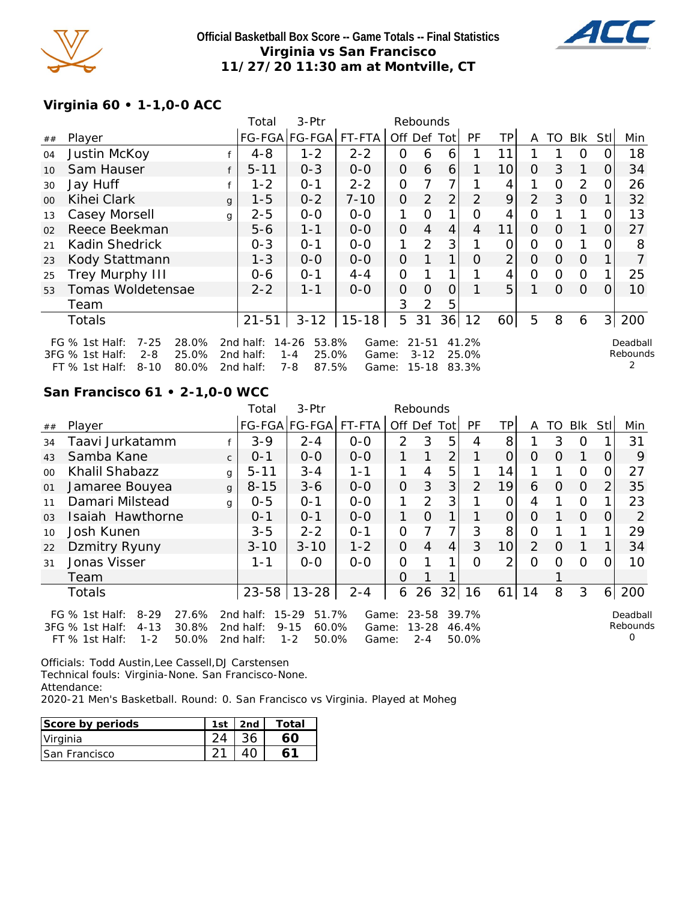**Official Basketball Box Score -- Game Totals -- Final Statistics**
**Virginia vs San Francisco**
**11/27/20 11:30 am at Montville, CT**

## Virginia 60 • 1-1,0-0 ACC

| ## | Player | | Total FG-FGA | 3-Ptr FG-FGA | FT-FTA | Rebounds Off | Def | Tot | PF | TP | A | TO | Blk | Stl | Min |
|---|---|---|---|---|---|---|---|---|---|---|---|---|---|---|---|
| 04 | Justin McKoy | f | 4-8 | 1-2 | 2-2 | 0 | 6 | 6 | 1 | 11 | 1 | 1 | 0 | 0 | 18 |
| 10 | Sam Hauser | f | 5-11 | 0-3 | 0-0 | 0 | 6 | 6 | 1 | 10 | 0 | 3 | 1 | 0 | 34 |
| 30 | Jay Huff | f | 1-2 | 0-1 | 2-2 | 0 | 7 | 7 | 1 | 4 | 1 | 0 | 2 | 0 | 26 |
| 00 | Kihei Clark | g | 1-5 | 0-2 | 7-10 | 0 | 2 | 2 | 2 | 9 | 2 | 3 | 0 | 1 | 32 |
| 13 | Casey Morsell | g | 2-5 | 0-0 | 0-0 | 1 | 0 | 1 | 0 | 4 | 0 | 1 | 1 | 0 | 13 |
| 02 | Reece Beekman | | 5-6 | 1-1 | 0-0 | 0 | 4 | 4 | 4 | 11 | 0 | 0 | 1 | 0 | 27 |
| 21 | Kadin Shedrick | | 0-3 | 0-1 | 0-0 | 1 | 2 | 3 | 1 | 0 | 0 | 0 | 1 | 0 | 8 |
| 23 | Kody Stattmann | | 1-3 | 0-0 | 0-0 | 0 | 1 | 1 | 0 | 2 | 0 | 0 | 0 | 1 | 7 |
| 25 | Trey Murphy III | | 0-6 | 0-1 | 4-4 | 0 | 1 | 1 | 1 | 4 | 0 | 0 | 0 | 1 | 25 |
| 53 | Tomas Woldetensae | | 2-2 | 1-1 | 0-0 | 0 | 0 | 0 | 1 | 5 | 1 | 0 | 0 | 0 | 10 |
| | Team | | | | | 3 | 2 | 5 | | | | | | | |
| | Totals | | 21-51 | 3-12 | 15-18 | 5 | 31 | 36 | 12 | 60 | 5 | 8 | 6 | 3 | 200 |

FG % 1st Half: 7-25 28.0% 2nd half: 14-26 53.8% Game: 21-51 41.2%
3FG % 1st Half: 2-8 25.0% 2nd half: 1-4 25.0% Game: 3-12 25.0%
FT % 1st Half: 8-10 80.0% 2nd half: 7-8 87.5% Game: 15-18 83.3%

Deadball Rebounds 2

## San Francisco 61 • 2-1,0-0 WCC

| ## | Player | | Total FG-FGA | 3-Ptr FG-FGA | FT-FTA | Rebounds Off | Def | Tot | PF | TP | A | TO | Blk | Stl | Min |
|---|---|---|---|---|---|---|---|---|---|---|---|---|---|---|---|
| 34 | Taavi Jurkatamm | f | 3-9 | 2-4 | 0-0 | 2 | 3 | 5 | 4 | 8 | 1 | 3 | 0 | 1 | 31 |
| 43 | Samba Kane | c | 0-1 | 0-0 | 0-0 | 1 | 1 | 2 | 1 | 0 | 0 | 0 | 1 | 0 | 9 |
| 00 | Khalil Shabazz | g | 5-11 | 3-4 | 1-1 | 1 | 4 | 5 | 1 | 14 | 1 | 1 | 0 | 0 | 27 |
| 01 | Jamaree Bouyea | g | 8-15 | 3-6 | 0-0 | 0 | 3 | 3 | 2 | 19 | 6 | 0 | 0 | 2 | 35 |
| 11 | Damari Milstead | g | 0-5 | 0-1 | 0-0 | 1 | 2 | 3 | 1 | 0 | 4 | 1 | 0 | 1 | 23 |
| 03 | Isaiah Hawthorne | | 0-1 | 0-1 | 0-0 | 1 | 0 | 1 | 1 | 0 | 0 | 1 | 0 | 0 | 2 |
| 10 | Josh Kunen | | 3-5 | 2-2 | 0-1 | 0 | 7 | 7 | 3 | 8 | 0 | 1 | 1 | 1 | 29 |
| 22 | Dzmitry Ryuny | | 3-10 | 3-10 | 1-2 | 0 | 4 | 4 | 3 | 10 | 2 | 0 | 1 | 1 | 34 |
| 31 | Jonas Visser | | 1-1 | 0-0 | 0-0 | 0 | 1 | 1 | 0 | 2 | 0 | 0 | 0 | 0 | 10 |
| | Team | | | | | 0 | 1 | 1 | | | | 1 | | | |
| | Totals | | 23-58 | 13-28 | 2-4 | 6 | 26 | 32 | 16 | 61 | 14 | 8 | 3 | 6 | 200 |

FG % 1st Half: 8-29 27.6% 2nd half: 15-29 51.7% Game: 23-58 39.7%
3FG % 1st Half: 4-13 30.8% 2nd half: 9-15 60.0% Game: 13-28 46.4%
FT % 1st Half: 1-2 50.0% 2nd half: 1-2 50.0% Game: 2-4 50.0%

Deadball Rebounds 0

Officials: Todd Austin,Lee Cassell,DJ Carstensen
Technical fouls: Virginia-None. San Francisco-None.
Attendance:
2020-21 Men's Basketball. Round: 0. San Francisco vs Virginia. Played at Moheg

| Score by periods | 1st | 2nd | Total |
|---|---|---|---|
| Virginia | 24 | 36 | **60** |
| San Francisco | 21 | 40 | **61** |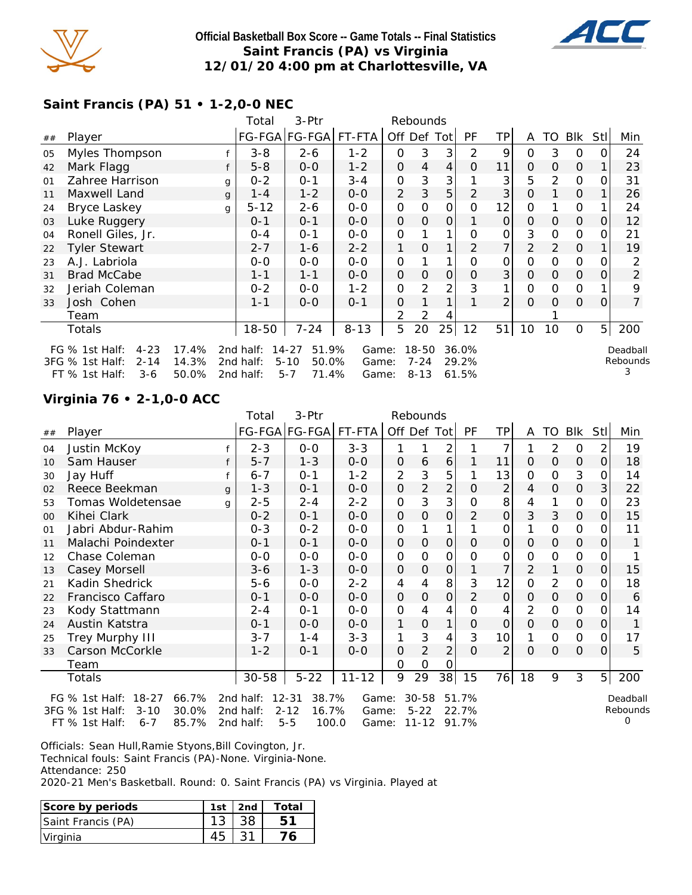# Official Basketball Box Score -- Game Totals -- Final Statistics
## Saint Francis (PA) vs Virginia
## 12/01/20 4:00 pm at Charlottesville, VA

### Saint Francis (PA) 51 • 1-2,0-0 NEC

| ## | Player | | Total FG-FGA | 3-Ptr FG-FGA | FT-FTA | Rebounds Off | Def | Tot | PF | TP | A | TO | Blk | Stl | Min |
|---|---|---|---|---|---|---|---|---|---|---|---|---|---|---|---|
| 05 | Myles Thompson | f | 3-8 | 2-6 | 1-2 | 0 | 3 | 3 | 2 | 9 | 0 | 3 | 0 | 0 | 24 |
| 42 | Mark Flagg | f | 5-8 | 0-0 | 1-2 | 0 | 4 | 4 | 0 | 11 | 0 | 0 | 0 | 1 | 23 |
| 01 | Zahree Harrison | g | 0-2 | 0-1 | 3-4 | 0 | 3 | 3 | 1 | 3 | 5 | 2 | 0 | 0 | 31 |
| 11 | Maxwell Land | g | 1-4 | 1-2 | 0-0 | 2 | 3 | 5 | 2 | 3 | 0 | 1 | 0 | 1 | 26 |
| 24 | Bryce Laskey | g | 5-12 | 2-6 | 0-0 | 0 | 0 | 0 | 0 | 12 | 0 | 1 | 0 | 1 | 24 |
| 03 | Luke Ruggery | | 0-1 | 0-1 | 0-0 | 0 | 0 | 0 | 1 | 0 | 0 | 0 | 0 | 0 | 12 |
| 04 | Ronell Giles, Jr. | | 0-4 | 0-1 | 0-0 | 0 | 1 | 1 | 0 | 0 | 3 | 0 | 0 | 0 | 21 |
| 22 | Tyler Stewart | | 2-7 | 1-6 | 2-2 | 1 | 0 | 1 | 2 | 7 | 2 | 2 | 0 | 1 | 19 |
| 23 | A.J. Labriola | | 0-0 | 0-0 | 0-0 | 0 | 1 | 1 | 0 | 0 | 0 | 0 | 0 | 0 | 2 |
| 31 | Brad McCabe | | 1-1 | 1-1 | 0-0 | 0 | 0 | 0 | 0 | 3 | 0 | 0 | 0 | 0 | 2 |
| 32 | Jeriah Coleman | | 0-2 | 0-0 | 1-2 | 0 | 2 | 2 | 3 | 1 | 0 | 0 | 0 | 1 | 9 |
| 33 | Josh Cohen | | 1-1 | 0-0 | 0-1 | 0 | 1 | 1 | 1 | 2 | 0 | 0 | 0 | 0 | 7 |
| | Team | | | | | 2 | 2 | 4 | | | | 1 | | | |
| | Totals | | 18-50 | 7-24 | 8-13 | 5 | 20 | 25 | 12 | 51 | 10 | 10 | 0 | 5 | 200 |

FG % 1st Half: 4-23 17.4% 2nd half: 14-27 51.9% Game: 18-50 36.0%
3FG % 1st Half: 2-14 14.3% 2nd half: 5-10 50.0% Game: 7-24 29.2%
FT % 1st Half: 3-6 50.0% 2nd half: 5-7 71.4% Game: 8-13 61.5%

Deadball Rebounds 3

### Virginia 76 • 2-1,0-0 ACC

| ## | Player | | Total FG-FGA | 3-Ptr FG-FGA | FT-FTA | Rebounds Off | Def | Tot | PF | TP | A | TO | Blk | Stl | Min |
|---|---|---|---|---|---|---|---|---|---|---|---|---|---|---|---|
| 04 | Justin McKoy | f | 2-3 | 0-0 | 3-3 | 1 | 1 | 2 | 1 | 7 | 1 | 2 | 0 | 2 | 19 |
| 10 | Sam Hauser | f | 5-7 | 1-3 | 0-0 | 0 | 6 | 6 | 1 | 11 | 0 | 0 | 0 | 0 | 18 |
| 30 | Jay Huff | f | 6-7 | 0-1 | 1-2 | 2 | 3 | 5 | 1 | 13 | 0 | 0 | 3 | 0 | 14 |
| 02 | Reece Beekman | g | 1-3 | 0-1 | 0-0 | 0 | 2 | 2 | 0 | 2 | 4 | 0 | 0 | 3 | 22 |
| 53 | Tomas Woldetensae | g | 2-5 | 2-4 | 2-2 | 0 | 3 | 3 | 0 | 8 | 4 | 1 | 0 | 0 | 23 |
| 00 | Kihei Clark | | 0-2 | 0-1 | 0-0 | 0 | 0 | 0 | 2 | 0 | 3 | 3 | 0 | 0 | 15 |
| 01 | Jabri Abdur-Rahim | | 0-3 | 0-2 | 0-0 | 0 | 1 | 1 | 1 | 0 | 1 | 0 | 0 | 0 | 11 |
| 11 | Malachi Poindexter | | 0-1 | 0-1 | 0-0 | 0 | 0 | 0 | 0 | 0 | 0 | 0 | 0 | 0 | 1 |
| 12 | Chase Coleman | | 0-0 | 0-0 | 0-0 | 0 | 0 | 0 | 0 | 0 | 0 | 0 | 0 | 0 | 1 |
| 13 | Casey Morsell | | 3-6 | 1-3 | 0-0 | 0 | 0 | 0 | 1 | 7 | 2 | 1 | 0 | 0 | 15 |
| 21 | Kadin Shedrick | | 5-6 | 0-0 | 2-2 | 4 | 4 | 8 | 3 | 12 | 0 | 2 | 0 | 0 | 18 |
| 22 | Francisco Caffaro | | 0-1 | 0-0 | 0-0 | 0 | 0 | 0 | 2 | 0 | 0 | 0 | 0 | 0 | 6 |
| 23 | Kody Stattmann | | 2-4 | 0-1 | 0-0 | 0 | 4 | 4 | 0 | 4 | 2 | 0 | 0 | 0 | 14 |
| 24 | Austin Katstra | | 0-1 | 0-0 | 0-0 | 1 | 0 | 1 | 0 | 0 | 0 | 0 | 0 | 0 | 1 |
| 25 | Trey Murphy III | | 3-7 | 1-4 | 3-3 | 1 | 3 | 4 | 3 | 10 | 1 | 0 | 0 | 0 | 17 |
| 33 | Carson McCorkle | | 1-2 | 0-1 | 0-0 | 0 | 2 | 2 | 0 | 2 | 0 | 0 | 0 | 0 | 5 |
| | Team | | | | | 0 | 0 | 0 | | | | | | | |
| | Totals | | 30-58 | 5-22 | 11-12 | 9 | 29 | 38 | 15 | 76 | 18 | 9 | 3 | 5 | 200 |

FG % 1st Half: 18-27 66.7% 2nd half: 12-31 38.7% Game: 30-58 51.7%
3FG % 1st Half: 3-10 30.0% 2nd half: 2-12 16.7% Game: 5-22 22.7%
FT % 1st Half: 6-7 85.7% 2nd half: 5-5 100.0 Game: 11-12 91.7%

Deadball Rebounds 0

Officials: Sean Hull,Ramie Styons,Bill Covington, Jr.
Technical fouls: Saint Francis (PA)-None. Virginia-None.
Attendance: 250
2020-21 Men's Basketball. Round: 0. Saint Francis (PA) vs Virginia. Played at

| Score by periods | 1st | 2nd | Total |
|---|---|---|---|
| Saint Francis (PA) | 13 | 38 | **51** |
| Virginia | 45 | 31 | **76** |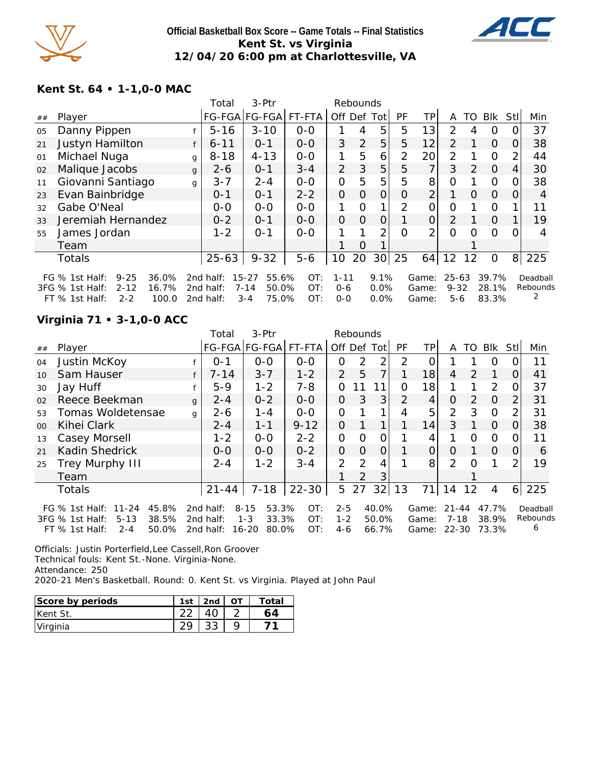# Official Basketball Box Score -- Game Totals -- Final Statistics
## Kent St. vs Virginia
## 12/04/20 6:00 pm at Charlottesville, VA

### Kent St. 64 • 1-1,0-0 MAC

| ## | Player | | Total FG-FGA | 3-Ptr FG-FGA | FT-FTA | Rebounds Off | Def | Tot | PF | TP | A | TO | Blk | Stl | Min |
|---|---|---|---|---|---|---|---|---|---|---|---|---|---|---|---|
| 05 | Danny Pippen | f | 5-16 | 3-10 | 0-0 | 1 | 4 | 5 | 5 | 13 | 2 | 4 | 0 | 0 | 37 |
| 21 | Justyn Hamilton | f | 6-11 | 0-1 | 0-0 | 3 | 2 | 5 | 5 | 12 | 2 | 1 | 0 | 0 | 38 |
| 01 | Michael Nuga | g | 8-18 | 4-13 | 0-0 | 1 | 5 | 6 | 2 | 20 | 2 | 1 | 0 | 2 | 44 |
| 02 | Malique Jacobs | g | 2-6 | 0-1 | 3-4 | 2 | 3 | 5 | 5 | 7 | 3 | 2 | 0 | 4 | 30 |
| 11 | Giovanni Santiago | g | 3-7 | 2-4 | 0-0 | 0 | 5 | 5 | 5 | 8 | 0 | 1 | 0 | 0 | 38 |
| 23 | Evan Bainbridge | | 0-1 | 0-1 | 2-2 | 0 | 0 | 0 | 0 | 2 | 1 | 0 | 0 | 0 | 4 |
| 32 | Gabe O'Neal | | 0-0 | 0-0 | 0-0 | 1 | 0 | 1 | 2 | 0 | 0 | 1 | 0 | 1 | 11 |
| 33 | Jeremiah Hernandez | | 0-2 | 0-1 | 0-0 | 0 | 0 | 0 | 1 | 0 | 2 | 1 | 0 | 1 | 19 |
| 55 | James Jordan | | 1-2 | 0-1 | 0-0 | 1 | 1 | 2 | 0 | 2 | 0 | 0 | 0 | 0 | 4 |
| | Team | | | | | 1 | 0 | 1 | | | | 1 | | | |
| | Totals | | 25-63 | 9-32 | 5-6 | 10 | 20 | 30 | 25 | 64 | 12 | 12 | 0 | 8 | 225 |

| | 1st Half | | 2nd half | | OT | | Game | | Deadball Rebounds |
|---|---|---|---|---|---|---|---|---|---|
| FG % | 9-25 | 36.0% | 15-27 | 55.6% | 1-11 | 9.1% | 25-63 | 39.7% | 2 |
| 3FG % | 2-12 | 16.7% | 7-14 | 50.0% | 0-6 | 0.0% | 9-32 | 28.1% | |
| FT % | 2-2 | 100.0 | 3-4 | 75.0% | 0-0 | 0.0% | 5-6 | 83.3% | |

### Virginia 71 • 3-1,0-0 ACC

| ## | Player | | Total FG-FGA | 3-Ptr FG-FGA | FT-FTA | Rebounds Off | Def | Tot | PF | TP | A | TO | Blk | Stl | Min |
|---|---|---|---|---|---|---|---|---|---|---|---|---|---|---|---|
| 04 | Justin McKoy | f | 0-1 | 0-0 | 0-0 | 0 | 2 | 2 | 2 | 0 | 1 | 1 | 0 | 0 | 11 |
| 10 | Sam Hauser | f | 7-14 | 3-7 | 1-2 | 2 | 5 | 7 | 1 | 18 | 4 | 2 | 1 | 0 | 41 |
| 30 | Jay Huff | f | 5-9 | 1-2 | 7-8 | 0 | 11 | 11 | 0 | 18 | 1 | 1 | 2 | 0 | 37 |
| 02 | Reece Beekman | g | 2-4 | 0-2 | 0-0 | 0 | 3 | 3 | 2 | 4 | 0 | 2 | 0 | 2 | 31 |
| 53 | Tomas Woldetensae | g | 2-6 | 1-4 | 0-0 | 0 | 1 | 1 | 4 | 5 | 2 | 3 | 0 | 2 | 31 |
| 00 | Kihei Clark | | 2-4 | 1-1 | 9-12 | 0 | 1 | 1 | 1 | 14 | 3 | 1 | 0 | 0 | 38 |
| 13 | Casey Morsell | | 1-2 | 0-0 | 2-2 | 0 | 0 | 0 | 1 | 4 | 1 | 0 | 0 | 0 | 11 |
| 21 | Kadin Shedrick | | 0-0 | 0-0 | 0-2 | 0 | 0 | 0 | 1 | 0 | 0 | 1 | 0 | 0 | 6 |
| 25 | Trey Murphy III | | 2-4 | 1-2 | 3-4 | 2 | 2 | 4 | 1 | 8 | 2 | 0 | 1 | 2 | 19 |
| | Team | | | | | 1 | 2 | 3 | | | | 1 | | | |
| | Totals | | 21-44 | 7-18 | 22-30 | 5 | 27 | 32 | 13 | 71 | 14 | 12 | 4 | 6 | 225 |

| | 1st Half | | 2nd half | | OT | | Game | | Deadball Rebounds |
|---|---|---|---|---|---|---|---|---|---|
| FG % | 11-24 | 45.8% | 8-15 | 53.3% | 2-5 | 40.0% | 21-44 | 47.7% | 6 |
| 3FG % | 5-13 | 38.5% | 1-3 | 33.3% | 1-2 | 50.0% | 7-18 | 38.9% | |
| FT % | 2-4 | 50.0% | 16-20 | 80.0% | 4-6 | 66.7% | 22-30 | 73.3% | |

Officials: Justin Porterfield,Lee Cassell,Ron Groover
Technical fouls: Kent St.-None. Virginia-None.
Attendance: 250
2020-21 Men's Basketball. Round: 0. Kent St. vs Virginia. Played at John Paul

| Score by periods | 1st | 2nd | OT | Total |
|---|---|---|---|---|
| Kent St. | 22 | 40 | 2 | 64 |
| Virginia | 29 | 33 | 9 | 71 |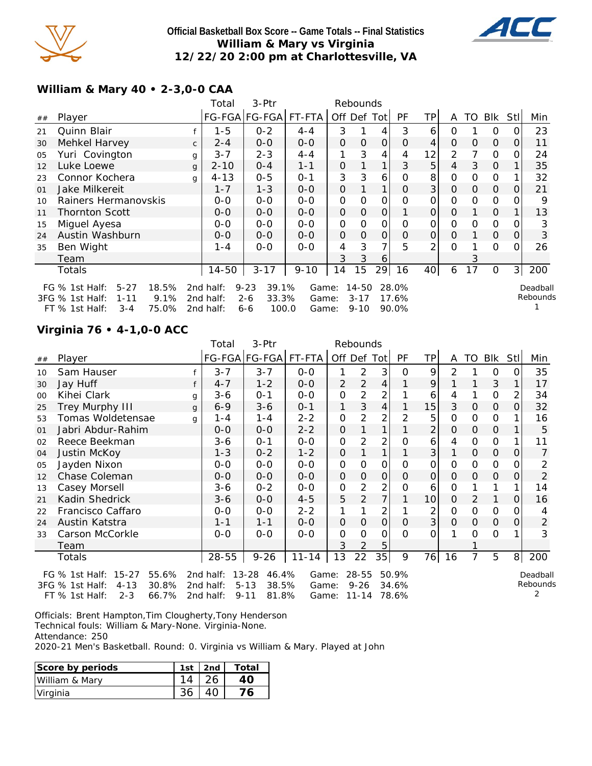**Official Basketball Box Score -- Game Totals -- Final Statistics**
**William & Mary vs Virginia**
**12/22/20 2:00 pm at Charlottesville, VA**

### William & Mary 40 • 2-3,0-0 CAA

| ## | Player | | Total FG-FGA | 3-Ptr FG-FGA | FT-FTA | Rebounds Off | Def | Tot | PF | TP | A | TO | Blk | Stl | Min |
|---|---|---|---|---|---|---|---|---|---|---|---|---|---|---|---|
| 21 | Quinn Blair | f | 1-5 | 0-2 | 4-4 | 3 | 1 | 4 | 3 | 6 | 0 | 1 | 0 | 0 | 23 |
| 30 | Mehkel Harvey | c | 2-4 | 0-0 | 0-0 | 0 | 0 | 0 | 0 | 4 | 0 | 0 | 0 | 0 | 11 |
| 05 | Yuri Covington | g | 3-7 | 2-3 | 4-4 | 1 | 3 | 4 | 4 | 12 | 2 | 7 | 0 | 0 | 24 |
| 12 | Luke Loewe | g | 2-10 | 0-4 | 1-1 | 0 | 1 | 1 | 3 | 5 | 4 | 3 | 0 | 1 | 35 |
| 23 | Connor Kochera | g | 4-13 | 0-5 | 0-1 | 3 | 3 | 6 | 0 | 8 | 0 | 0 | 0 | 1 | 32 |
| 01 | Jake Milkereit | | 1-7 | 1-3 | 0-0 | 0 | 1 | 1 | 0 | 3 | 0 | 0 | 0 | 0 | 21 |
| 10 | Rainers Hermanovskis | | 0-0 | 0-0 | 0-0 | 0 | 0 | 0 | 0 | 0 | 0 | 0 | 0 | 0 | 9 |
| 11 | Thornton Scott | | 0-0 | 0-0 | 0-0 | 0 | 0 | 0 | 1 | 0 | 0 | 1 | 0 | 1 | 13 |
| 15 | Miguel Ayesa | | 0-0 | 0-0 | 0-0 | 0 | 0 | 0 | 0 | 0 | 0 | 0 | 0 | 0 | 3 |
| 24 | Austin Washburn | | 0-0 | 0-0 | 0-0 | 0 | 0 | 0 | 0 | 0 | 0 | 1 | 0 | 0 | 3 |
| 35 | Ben Wight | | 1-4 | 0-0 | 0-0 | 4 | 3 | 7 | 5 | 2 | 0 | 1 | 0 | 0 | 26 |
| | Team | | | | | 3 | 3 | 6 | | | | 3 | | | |
| | Totals | | 14-50 | 3-17 | 9-10 | 14 | 15 | 29 | 16 | 40 | 6 | 17 | 0 | 3 | 200 |

| | | | | | | | |
|---|---|---|---|---|---|---|---|
| FG % 1st Half: 5-27 | 18.5% | 2nd half: 9-23 | 39.1% | Game: 14-50 | 28.0% | Deadball Rebounds |
| 3FG % 1st Half: 1-11 | 9.1% | 2nd half: 2-6 | 33.3% | Game: 3-17 | 17.6% | 1 |
| FT % 1st Half: 3-4 | 75.0% | 2nd half: 6-6 | 100.0 | Game: 9-10 | 90.0% | |

### Virginia 76 • 4-1,0-0 ACC

| ## | Player | | Total FG-FGA | 3-Ptr FG-FGA | FT-FTA | Rebounds Off | Def | Tot | PF | TP | A | TO | Blk | Stl | Min |
|---|---|---|---|---|---|---|---|---|---|---|---|---|---|---|---|
| 10 | Sam Hauser | f | 3-7 | 3-7 | 0-0 | 1 | 2 | 3 | 0 | 9 | 2 | 1 | 0 | 0 | 35 |
| 30 | Jay Huff | f | 4-7 | 1-2 | 0-0 | 2 | 2 | 4 | 1 | 9 | 1 | 1 | 3 | 1 | 17 |
| 00 | Kihei Clark | g | 3-6 | 0-1 | 0-0 | 0 | 2 | 2 | 1 | 6 | 4 | 1 | 0 | 2 | 34 |
| 25 | Trey Murphy III | g | 6-9 | 3-6 | 0-1 | 1 | 3 | 4 | 1 | 15 | 3 | 0 | 0 | 0 | 32 |
| 53 | Tomas Woldetensae | g | 1-4 | 1-4 | 2-2 | 0 | 2 | 2 | 2 | 5 | 0 | 0 | 0 | 1 | 16 |
| 01 | Jabri Abdur-Rahim | | 0-0 | 0-0 | 2-2 | 0 | 1 | 1 | 1 | 2 | 0 | 0 | 0 | 1 | 5 |
| 02 | Reece Beekman | | 3-6 | 0-1 | 0-0 | 0 | 2 | 2 | 0 | 6 | 4 | 0 | 0 | 1 | 11 |
| 04 | Justin McKoy | | 1-3 | 0-2 | 1-2 | 0 | 1 | 1 | 1 | 3 | 1 | 0 | 0 | 0 | 7 |
| 05 | Jayden Nixon | | 0-0 | 0-0 | 0-0 | 0 | 0 | 0 | 0 | 0 | 0 | 0 | 0 | 0 | 2 |
| 12 | Chase Coleman | | 0-0 | 0-0 | 0-0 | 0 | 0 | 0 | 0 | 0 | 0 | 0 | 0 | 0 | 2 |
| 13 | Casey Morsell | | 3-6 | 0-2 | 0-0 | 0 | 2 | 2 | 0 | 6 | 0 | 1 | 1 | 1 | 14 |
| 21 | Kadin Shedrick | | 3-6 | 0-0 | 4-5 | 5 | 2 | 7 | 1 | 10 | 0 | 2 | 1 | 0 | 16 |
| 22 | Francisco Caffaro | | 0-0 | 0-0 | 2-2 | 1 | 1 | 2 | 1 | 2 | 0 | 0 | 0 | 0 | 4 |
| 24 | Austin Katstra | | 1-1 | 1-1 | 0-0 | 0 | 0 | 0 | 0 | 3 | 0 | 0 | 0 | 0 | 2 |
| 33 | Carson McCorkle | | 0-0 | 0-0 | 0-0 | 0 | 0 | 0 | 0 | 0 | 1 | 0 | 0 | 1 | 3 |
| | Team | | | | | 3 | 2 | 5 | | | | 1 | | | |
| | Totals | | 28-55 | 9-26 | 11-14 | 13 | 22 | 35 | 9 | 76 | 16 | 7 | 5 | 8 | 200 |

| | | | | | | | |
|---|---|---|---|---|---|---|---|
| FG % 1st Half: 15-27 | 55.6% | 2nd half: 13-28 | 46.4% | Game: 28-55 | 50.9% | Deadball Rebounds |
| 3FG % 1st Half: 4-13 | 30.8% | 2nd half: 5-13 | 38.5% | Game: 9-26 | 34.6% | 2 |
| FT % 1st Half: 2-3 | 66.7% | 2nd half: 9-11 | 81.8% | Game: 11-14 | 78.6% | |

Officials: Brent Hampton,Tim Clougherty,Tony Henderson
Technical fouls: William & Mary-None. Virginia-None.
Attendance: 250
2020-21 Men's Basketball. Round: 0. Virginia vs William & Mary. Played at John

| Score by periods | 1st | 2nd | Total |
|---|---|---|---|
| William & Mary | 14 | 26 | **40** |
| Virginia | 36 | 40 | **76** |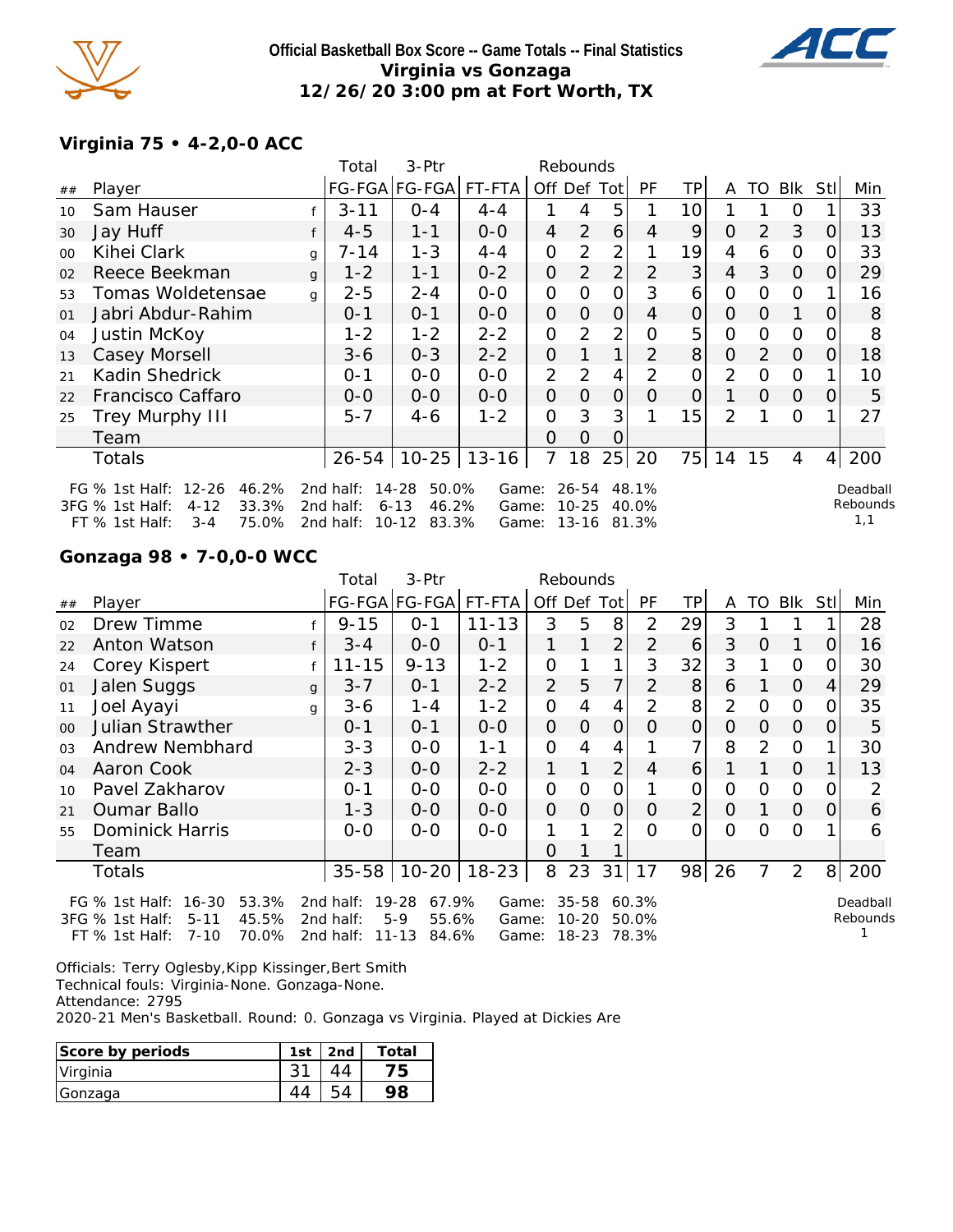**Official Basketball Box Score -- Game Totals -- Final Statistics**
**Virginia vs Gonzaga**
**12/26/20 3:00 pm at Fort Worth, TX**

### Virginia 75 • 4-2,0-0 ACC

| ## | Player | | Total FG-FGA | 3-Ptr FG-FGA | FT-FTA | Rebounds Off | Def | Tot | PF | TP | A | TO | Blk | Stl | Min |
|---|---|---|---|---|---|---|---|---|---|---|---|---|---|---|---|
| 10 | Sam Hauser | f | 3-11 | 0-4 | 4-4 | 1 | 4 | 5 | 1 | 10 | 1 | 1 | 0 | 1 | 33 |
| 30 | Jay Huff | f | 4-5 | 1-1 | 0-0 | 4 | 2 | 6 | 4 | 9 | 0 | 2 | 3 | 0 | 13 |
| 00 | Kihei Clark | g | 7-14 | 1-3 | 4-4 | 0 | 2 | 2 | 1 | 19 | 4 | 6 | 0 | 0 | 33 |
| 02 | Reece Beekman | g | 1-2 | 1-1 | 0-2 | 0 | 2 | 2 | 2 | 3 | 4 | 3 | 0 | 0 | 29 |
| 53 | Tomas Woldetensae | g | 2-5 | 2-4 | 0-0 | 0 | 0 | 0 | 3 | 6 | 0 | 0 | 0 | 1 | 16 |
| 01 | Jabri Abdur-Rahim | | 0-1 | 0-1 | 0-0 | 0 | 0 | 0 | 4 | 0 | 0 | 0 | 1 | 0 | 8 |
| 04 | Justin McKoy | | 1-2 | 1-2 | 2-2 | 0 | 2 | 2 | 0 | 5 | 0 | 0 | 0 | 0 | 8 |
| 13 | Casey Morsell | | 3-6 | 0-3 | 2-2 | 0 | 1 | 1 | 2 | 8 | 0 | 2 | 0 | 0 | 18 |
| 21 | Kadin Shedrick | | 0-1 | 0-0 | 0-0 | 2 | 2 | 4 | 2 | 0 | 2 | 0 | 0 | 1 | 10 |
| 22 | Francisco Caffaro | | 0-0 | 0-0 | 0-0 | 0 | 0 | 0 | 0 | 0 | 1 | 0 | 0 | 0 | 5 |
| 25 | Trey Murphy III | | 5-7 | 4-6 | 1-2 | 0 | 3 | 3 | 1 | 15 | 2 | 1 | 0 | 1 | 27 |
| | Team | | | | | 0 | 0 | 0 | | | | | | | |
| | Totals | | 26-54 | 10-25 | 13-16 | 7 | 18 | 25 | 20 | 75 | 14 | 15 | 4 | 4 | 200 |

| | 1st Half | | 2nd half | | Game | | |
|---|---|---|---|---|---|---|---|
| FG % | 12-26 | 46.2% | 14-28 | 50.0% | 26-54 | 48.1% | Deadball Rebounds |
| 3FG % | 4-12 | 33.3% | 6-13 | 46.2% | 10-25 | 40.0% | 1,1 |
| FT % | 3-4 | 75.0% | 10-12 | 83.3% | 13-16 | 81.3% | |

### Gonzaga 98 • 7-0,0-0 WCC

| ## | Player | | Total FG-FGA | 3-Ptr FG-FGA | FT-FTA | Rebounds Off | Def | Tot | PF | TP | A | TO | Blk | Stl | Min |
|---|---|---|---|---|---|---|---|---|---|---|---|---|---|---|---|
| 02 | Drew Timme | f | 9-15 | 0-1 | 11-13 | 3 | 5 | 8 | 2 | 29 | 3 | 1 | 1 | 1 | 28 |
| 22 | Anton Watson | f | 3-4 | 0-0 | 0-1 | 1 | 1 | 2 | 2 | 6 | 3 | 0 | 1 | 0 | 16 |
| 24 | Corey Kispert | f | 11-15 | 9-13 | 1-2 | 0 | 1 | 1 | 3 | 32 | 3 | 1 | 0 | 0 | 30 |
| 01 | Jalen Suggs | g | 3-7 | 0-1 | 2-2 | 2 | 5 | 7 | 2 | 8 | 6 | 1 | 0 | 4 | 29 |
| 11 | Joel Ayayi | g | 3-6 | 1-4 | 1-2 | 0 | 4 | 4 | 2 | 8 | 2 | 0 | 0 | 0 | 35 |
| 00 | Julian Strawther | | 0-1 | 0-1 | 0-0 | 0 | 0 | 0 | 0 | 0 | 0 | 0 | 0 | 0 | 5 |
| 03 | Andrew Nembhard | | 3-3 | 0-0 | 1-1 | 0 | 4 | 4 | 1 | 7 | 8 | 2 | 0 | 1 | 30 |
| 04 | Aaron Cook | | 2-3 | 0-0 | 2-2 | 1 | 1 | 2 | 4 | 6 | 1 | 1 | 0 | 1 | 13 |
| 10 | Pavel Zakharov | | 0-1 | 0-0 | 0-0 | 0 | 0 | 0 | 1 | 0 | 0 | 0 | 0 | 0 | 2 |
| 21 | Oumar Ballo | | 1-3 | 0-0 | 0-0 | 0 | 0 | 0 | 0 | 2 | 0 | 1 | 0 | 0 | 6 |
| 55 | Dominick Harris | | 0-0 | 0-0 | 0-0 | 1 | 1 | 2 | 0 | 0 | 0 | 0 | 0 | 1 | 6 |
| | Team | | | | | 0 | 1 | 1 | | | | | | | |
| | Totals | | 35-58 | 10-20 | 18-23 | 8 | 23 | 31 | 17 | 98 | 26 | 7 | 2 | 8 | 200 |

| | 1st Half | | 2nd half | | Game | | |
|---|---|---|---|---|---|---|---|
| FG % | 16-30 | 53.3% | 19-28 | 67.9% | 35-58 | 60.3% | Deadball Rebounds |
| 3FG % | 5-11 | 45.5% | 5-9 | 55.6% | 10-20 | 50.0% | 1 |
| FT % | 7-10 | 70.0% | 11-13 | 84.6% | 18-23 | 78.3% | |

Officials: Terry Oglesby,Kipp Kissinger,Bert Smith
Technical fouls: Virginia-None. Gonzaga-None.
Attendance: 2795
2020-21 Men's Basketball. Round: 0. Gonzaga vs Virginia. Played at Dickies Are

| Score by periods | 1st | 2nd | Total |
|---|---|---|---|
| Virginia | 31 | 44 | **75** |
| Gonzaga | 44 | 54 | **98** |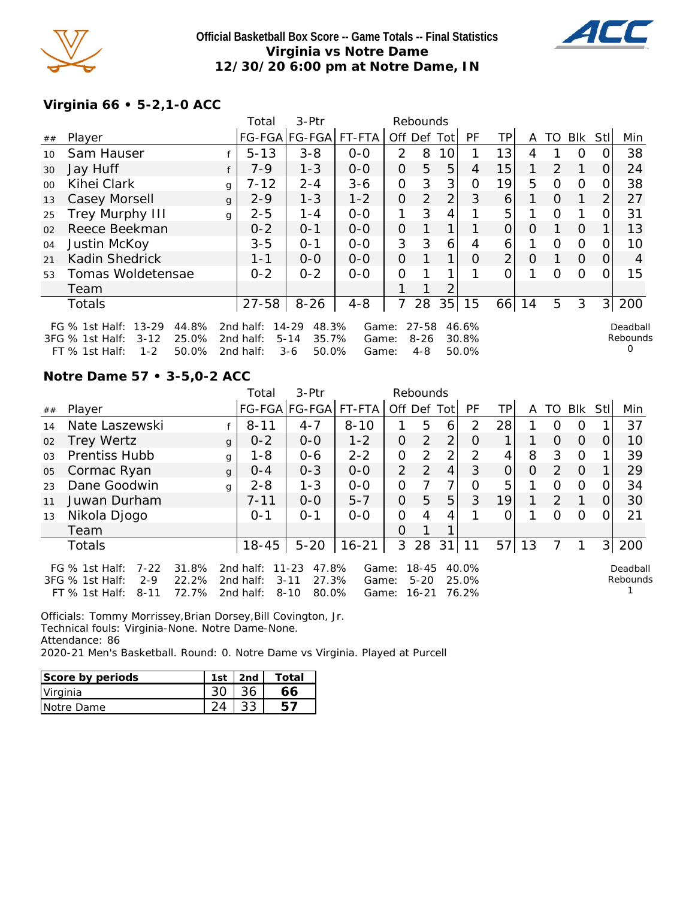**Official Basketball Box Score -- Game Totals -- Final Statistics**
**Virginia vs Notre Dame**
**12/30/20 6:00 pm at Notre Dame, IN**

## Virginia 66 • 5-2,1-0 ACC

| ## | Player | | Total FG-FGA | 3-Ptr FG-FGA | FT-FTA | Off | Def | Tot | PF | TP | A | TO | Blk | Stl | Min |
|---|---|---|---|---|---|---|---|---|---|---|---|---|---|---|---|
| 10 | Sam Hauser | f | 5-13 | 3-8 | 0-0 | 2 | 8 | 10 | 1 | 13 | 4 | 1 | 0 | 0 | 38 |
| 30 | Jay Huff | f | 7-9 | 1-3 | 0-0 | 0 | 5 | 5 | 4 | 15 | 1 | 2 | 1 | 0 | 24 |
| 00 | Kihei Clark | g | 7-12 | 2-4 | 3-6 | 0 | 3 | 3 | 0 | 19 | 5 | 0 | 0 | 0 | 38 |
| 13 | Casey Morsell | g | 2-9 | 1-3 | 1-2 | 0 | 2 | 2 | 3 | 6 | 1 | 0 | 1 | 2 | 27 |
| 25 | Trey Murphy III | g | 2-5 | 1-4 | 0-0 | 1 | 3 | 4 | 1 | 5 | 1 | 0 | 1 | 0 | 31 |
| 02 | Reece Beekman | | 0-2 | 0-1 | 0-0 | 0 | 1 | 1 | 1 | 0 | 0 | 1 | 0 | 1 | 13 |
| 04 | Justin McKoy | | 3-5 | 0-1 | 0-0 | 3 | 3 | 6 | 4 | 6 | 1 | 0 | 0 | 0 | 10 |
| 21 | Kadin Shedrick | | 1-1 | 0-0 | 0-0 | 0 | 1 | 1 | 0 | 2 | 0 | 1 | 0 | 0 | 4 |
| 53 | Tomas Woldetensae | | 0-2 | 0-2 | 0-0 | 0 | 1 | 1 | 1 | 0 | 1 | 0 | 0 | 0 | 15 |
| | Team | | | | | 1 | 1 | 2 | | | | | | | |
| | Totals | | 27-58 | 8-26 | 4-8 | 7 | 28 | 35 | 15 | 66 | 14 | 5 | 3 | 3 | 200 |

| | | | | | | | | |
|---|---|---|---|---|---|---|---|---|
| FG % 1st Half: | 13-29 | 44.8% | 2nd half: | 14-29 | 48.3% | Game: | 27-58 | 46.6% |
| 3FG % 1st Half: | 3-12 | 25.0% | 2nd half: | 5-14 | 35.7% | Game: | 8-26 | 30.8% |
| FT % 1st Half: | 1-2 | 50.0% | 2nd half: | 3-6 | 50.0% | Game: | 4-8 | 50.0% |

Deadball Rebounds 0

## Notre Dame 57 • 3-5,0-2 ACC

| ## | Player | | Total FG-FGA | 3-Ptr FG-FGA | FT-FTA | Off | Def | Tot | PF | TP | A | TO | Blk | Stl | Min |
|---|---|---|---|---|---|---|---|---|---|---|---|---|---|---|---|
| 14 | Nate Laszewski | f | 8-11 | 4-7 | 8-10 | 1 | 5 | 6 | 2 | 28 | 1 | 0 | 0 | 1 | 37 |
| 02 | Trey Wertz | g | 0-2 | 0-0 | 1-2 | 0 | 2 | 2 | 0 | 1 | 1 | 0 | 0 | 0 | 10 |
| 03 | Prentiss Hubb | g | 1-8 | 0-6 | 2-2 | 0 | 2 | 2 | 2 | 4 | 8 | 3 | 0 | 1 | 39 |
| 05 | Cormac Ryan | g | 0-4 | 0-3 | 0-0 | 2 | 2 | 4 | 3 | 0 | 0 | 2 | 0 | 1 | 29 |
| 23 | Dane Goodwin | g | 2-8 | 1-3 | 0-0 | 0 | 7 | 7 | 0 | 5 | 1 | 0 | 0 | 0 | 34 |
| 11 | Juwan Durham | | 7-11 | 0-0 | 5-7 | 0 | 5 | 5 | 3 | 19 | 1 | 2 | 1 | 0 | 30 |
| 13 | Nikola Djogo | | 0-1 | 0-1 | 0-0 | 0 | 4 | 4 | 1 | 0 | 1 | 0 | 0 | 0 | 21 |
| | Team | | | | | 0 | 1 | 1 | | | | | | | |
| | Totals | | 18-45 | 5-20 | 16-21 | 3 | 28 | 31 | 11 | 57 | 13 | 7 | 1 | 3 | 200 |

| | | | | | | | | |
|---|---|---|---|---|---|---|---|---|
| FG % 1st Half: | 7-22 | 31.8% | 2nd half: | 11-23 | 47.8% | Game: | 18-45 | 40.0% |
| 3FG % 1st Half: | 2-9 | 22.2% | 2nd half: | 3-11 | 27.3% | Game: | 5-20 | 25.0% |
| FT % 1st Half: | 8-11 | 72.7% | 2nd half: | 8-10 | 80.0% | Game: | 16-21 | 76.2% |

Deadball Rebounds 1

Officials: Tommy Morrissey,Brian Dorsey,Bill Covington, Jr.
Technical fouls: Virginia-None. Notre Dame-None.
Attendance: 86
2020-21 Men's Basketball. Round: 0. Notre Dame vs Virginia. Played at Purcell

| Score by periods | 1st | 2nd | Total |
|---|---|---|---|
| Virginia | 30 | 36 | **66** |
| Notre Dame | 24 | 33 | **57** |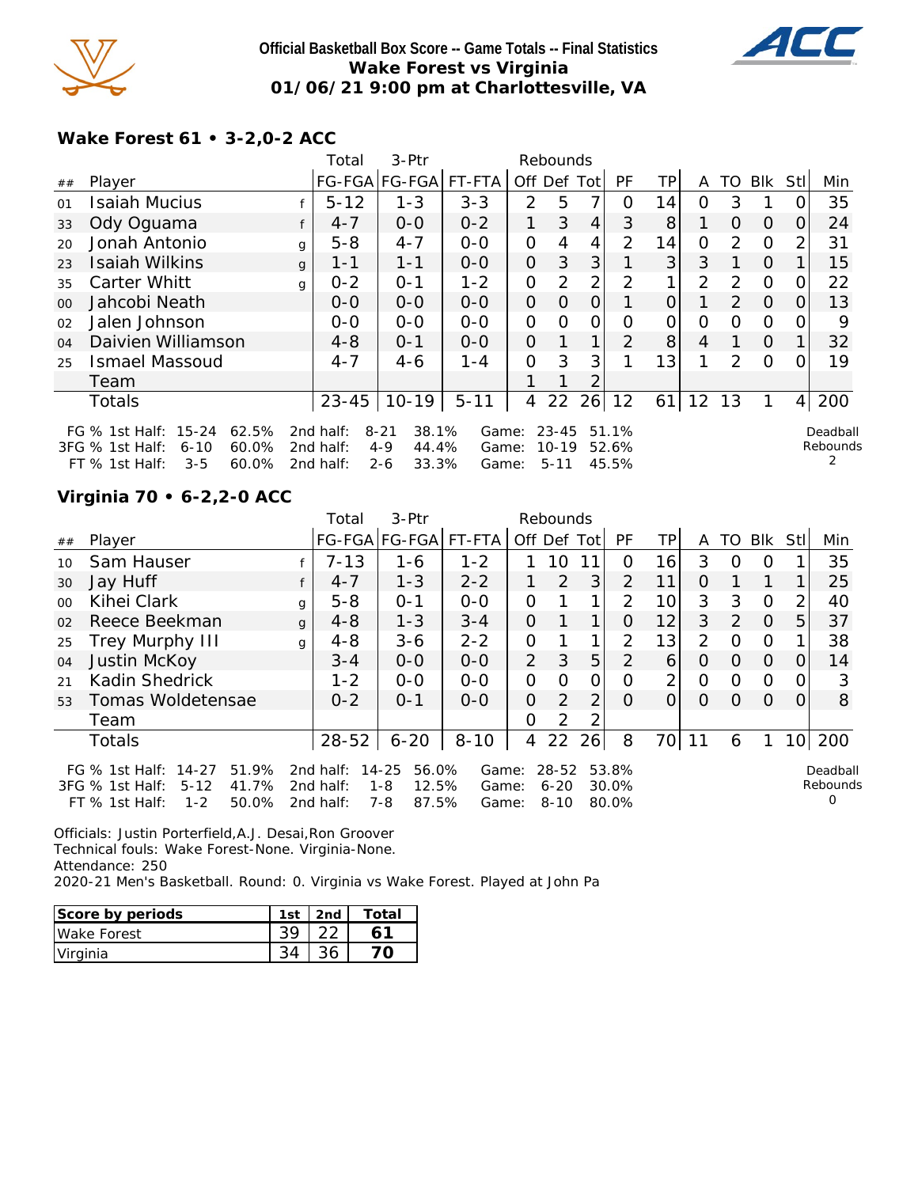# Official Basketball Box Score -- Game Totals -- Final Statistics
## Wake Forest vs Virginia
## 01/06/21 9:00 pm at Charlottesville, VA

### Wake Forest 61 • 3-2,0-2 ACC

| ## | Player | | Total FG-FGA | 3-Ptr FG-FGA | FT-FTA | Rebounds Off | Def | Tot | PF | TP | A | TO | Blk | Stl | Min |
|---|---|---|---|---|---|---|---|---|---|---|---|---|---|---|---|
| 01 | Isaiah Mucius | f | 5-12 | 1-3 | 3-3 | 2 | 5 | 7 | 0 | 14 | 0 | 3 | 1 | 0 | 35 |
| 33 | Ody Oguama | f | 4-7 | 0-0 | 0-2 | 1 | 3 | 4 | 3 | 8 | 1 | 0 | 0 | 0 | 24 |
| 20 | Jonah Antonio | g | 5-8 | 4-7 | 0-0 | 0 | 4 | 4 | 2 | 14 | 0 | 2 | 0 | 2 | 31 |
| 23 | Isaiah Wilkins | g | 1-1 | 1-1 | 0-0 | 0 | 3 | 3 | 1 | 3 | 3 | 1 | 0 | 1 | 15 |
| 35 | Carter Whitt | g | 0-2 | 0-1 | 1-2 | 0 | 2 | 2 | 2 | 1 | 2 | 2 | 0 | 0 | 22 |
| 00 | Jahcobi Neath | | 0-0 | 0-0 | 0-0 | 0 | 0 | 0 | 1 | 0 | 1 | 2 | 0 | 0 | 13 |
| 02 | Jalen Johnson | | 0-0 | 0-0 | 0-0 | 0 | 0 | 0 | 0 | 0 | 0 | 0 | 0 | 0 | 9 |
| 04 | Daivien Williamson | | 4-8 | 0-1 | 0-0 | 0 | 1 | 1 | 2 | 8 | 4 | 1 | 0 | 1 | 32 |
| 25 | Ismael Massoud | | 4-7 | 4-6 | 1-4 | 0 | 3 | 3 | 1 | 13 | 1 | 2 | 0 | 0 | 19 |
| | Team | | | | | 1 | 1 | 2 | | | | | | | |
| | Totals | | 23-45 | 10-19 | 5-11 | 4 | 22 | 26 | 12 | 61 | 12 | 13 | 1 | 4 | 200 |

FG % 1st Half: 15-24 62.5% 2nd half: 8-21 38.1% Game: 23-45 51.1%
3FG % 1st Half: 6-10 60.0% 2nd half: 4-9 44.4% Game: 10-19 52.6%
FT % 1st Half: 3-5 60.0% 2nd half: 2-6 33.3% Game: 5-11 45.5%

Deadball Rebounds 2

### Virginia 70 • 6-2,2-0 ACC

| ## | Player | | Total FG-FGA | 3-Ptr FG-FGA | FT-FTA | Rebounds Off | Def | Tot | PF | TP | A | TO | Blk | Stl | Min |
|---|---|---|---|---|---|---|---|---|---|---|---|---|---|---|---|
| 10 | Sam Hauser | f | 7-13 | 1-6 | 1-2 | 1 | 10 | 11 | 0 | 16 | 3 | 0 | 0 | 1 | 35 |
| 30 | Jay Huff | f | 4-7 | 1-3 | 2-2 | 1 | 2 | 3 | 2 | 11 | 0 | 1 | 1 | 1 | 25 |
| 00 | Kihei Clark | g | 5-8 | 0-1 | 0-0 | 0 | 1 | 1 | 2 | 10 | 3 | 3 | 0 | 2 | 40 |
| 02 | Reece Beekman | g | 4-8 | 1-3 | 3-4 | 0 | 1 | 1 | 0 | 12 | 3 | 2 | 0 | 5 | 37 |
| 25 | Trey Murphy III | g | 4-8 | 3-6 | 2-2 | 0 | 1 | 1 | 2 | 13 | 2 | 0 | 0 | 1 | 38 |
| 04 | Justin McKoy | | 3-4 | 0-0 | 0-0 | 2 | 3 | 5 | 2 | 6 | 0 | 0 | 0 | 0 | 14 |
| 21 | Kadin Shedrick | | 1-2 | 0-0 | 0-0 | 0 | 0 | 0 | 0 | 2 | 0 | 0 | 0 | 0 | 3 |
| 53 | Tomas Woldetensae | | 0-2 | 0-1 | 0-0 | 0 | 2 | 2 | 0 | 0 | 0 | 0 | 0 | 0 | 8 |
| | Team | | | | | 0 | 2 | 2 | | | | | | | |
| | Totals | | 28-52 | 6-20 | 8-10 | 4 | 22 | 26 | 8 | 70 | 11 | 6 | 1 | 10 | 200 |

FG % 1st Half: 14-27 51.9% 2nd half: 14-25 56.0% Game: 28-52 53.8%
3FG % 1st Half: 5-12 41.7% 2nd half: 1-8 12.5% Game: 6-20 30.0%
FT % 1st Half: 1-2 50.0% 2nd half: 7-8 87.5% Game: 8-10 80.0%

Deadball Rebounds 0

Officials: Justin Porterfield,A.J. Desai,Ron Groover
Technical fouls: Wake Forest-None. Virginia-None.
Attendance: 250
2020-21 Men's Basketball. Round: 0. Virginia vs Wake Forest. Played at John Pa

| Score by periods | 1st | 2nd | Total |
|---|---|---|---|
| Wake Forest | 39 | 22 | 61 |
| Virginia | 34 | 36 | 70 |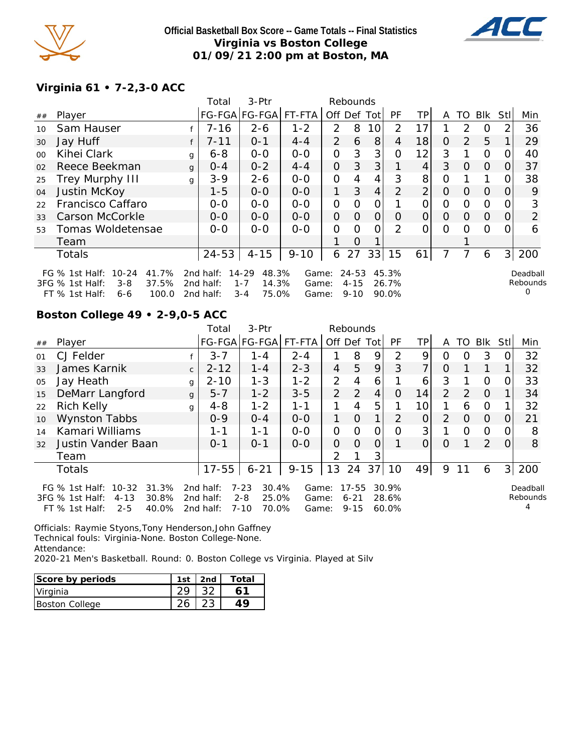**Official Basketball Box Score -- Game Totals -- Final Statistics**
**Virginia vs Boston College**
**01/09/21 2:00 pm at Boston, MA**

### Virginia 61 • 7-2,3-0 ACC

| ## | Player | | Total FG-FGA | 3-Ptr FG-FGA | FT-FTA | Off | Def | Tot | PF | TP | A | TO | Blk | Stl | Min |
|---|---|---|---|---|---|---|---|---|---|---|---|---|---|---|---|
| 10 | Sam Hauser | f | 7-16 | 2-6 | 1-2 | 2 | 8 | 10 | 2 | 17 | 1 | 2 | 0 | 2 | 36 |
| 30 | Jay Huff | f | 7-11 | 0-1 | 4-4 | 2 | 6 | 8 | 4 | 18 | 0 | 2 | 5 | 1 | 29 |
| 00 | Kihei Clark | g | 6-8 | 0-0 | 0-0 | 0 | 3 | 3 | 0 | 12 | 3 | 1 | 0 | 0 | 40 |
| 02 | Reece Beekman | g | 0-4 | 0-2 | 4-4 | 0 | 3 | 3 | 1 | 4 | 3 | 0 | 0 | 0 | 37 |
| 25 | Trey Murphy III | g | 3-9 | 2-6 | 0-0 | 0 | 4 | 4 | 3 | 8 | 0 | 1 | 1 | 0 | 38 |
| 04 | Justin McKoy | | 1-5 | 0-0 | 0-0 | 1 | 3 | 4 | 2 | 2 | 0 | 0 | 0 | 0 | 9 |
| 22 | Francisco Caffaro | | 0-0 | 0-0 | 0-0 | 0 | 0 | 0 | 1 | 0 | 0 | 0 | 0 | 0 | 3 |
| 33 | Carson McCorkle | | 0-0 | 0-0 | 0-0 | 0 | 0 | 0 | 0 | 0 | 0 | 0 | 0 | 0 | 2 |
| 53 | Tomas Woldetensae | | 0-0 | 0-0 | 0-0 | 0 | 0 | 0 | 2 | 0 | 0 | 0 | 0 | 0 | 6 |
| | Team | | | | | 1 | 0 | 1 | | | | 1 | | | |
| | Totals | | 24-53 | 4-15 | 9-10 | 6 | 27 | 33 | 15 | 61 | 7 | 7 | 6 | 3 | 200 |

FG % 1st Half: 10-24 41.7% 2nd half: 14-29 48.3% Game: 24-53 45.3%
3FG % 1st Half: 3-8 37.5% 2nd half: 1-7 14.3% Game: 4-15 26.7%
FT % 1st Half: 6-6 100.0 2nd half: 3-4 75.0% Game: 9-10 90.0%

Deadball Rebounds 0

### Boston College 49 • 2-9,0-5 ACC

| ## | Player | | Total FG-FGA | 3-Ptr FG-FGA | FT-FTA | Off | Def | Tot | PF | TP | A | TO | Blk | Stl | Min |
|---|---|---|---|---|---|---|---|---|---|---|---|---|---|---|---|
| 01 | CJ Felder | f | 3-7 | 1-4 | 2-4 | 1 | 8 | 9 | 2 | 9 | 0 | 0 | 3 | 0 | 32 |
| 33 | James Karnik | c | 2-12 | 1-4 | 2-3 | 4 | 5 | 9 | 3 | 7 | 0 | 1 | 1 | 1 | 32 |
| 05 | Jay Heath | g | 2-10 | 1-3 | 1-2 | 2 | 4 | 6 | 1 | 6 | 3 | 1 | 0 | 0 | 33 |
| 15 | DeMarr Langford | g | 5-7 | 1-2 | 3-5 | 2 | 2 | 4 | 0 | 14 | 2 | 2 | 0 | 1 | 34 |
| 22 | Rich Kelly | g | 4-8 | 1-2 | 1-1 | 1 | 4 | 5 | 1 | 10 | 1 | 6 | 0 | 1 | 32 |
| 10 | Wynston Tabbs | | 0-9 | 0-4 | 0-0 | 1 | 0 | 1 | 2 | 0 | 2 | 0 | 0 | 0 | 21 |
| 14 | Kamari Williams | | 1-1 | 1-1 | 0-0 | 0 | 0 | 0 | 0 | 3 | 1 | 0 | 0 | 0 | 8 |
| 32 | Justin Vander Baan | | 0-1 | 0-1 | 0-0 | 0 | 0 | 0 | 1 | 0 | 0 | 1 | 2 | 0 | 8 |
| | Team | | | | | 2 | 1 | 3 | | | | | | | |
| | Totals | | 17-55 | 6-21 | 9-15 | 13 | 24 | 37 | 10 | 49 | 9 | 11 | 6 | 3 | 200 |

FG % 1st Half: 10-32 31.3% 2nd half: 7-23 30.4% Game: 17-55 30.9%
3FG % 1st Half: 4-13 30.8% 2nd half: 2-8 25.0% Game: 6-21 28.6%
FT % 1st Half: 2-5 40.0% 2nd half: 7-10 70.0% Game: 9-15 60.0%

Deadball Rebounds 4

Officials: Raymie Styons,Tony Henderson,John Gaffney
Technical fouls: Virginia-None. Boston College-None.
Attendance:
2020-21 Men's Basketball. Round: 0. Boston College vs Virginia. Played at Silv

| Score by periods | 1st | 2nd | Total |
|---|---|---|---|
| Virginia | 29 | 32 | **61** |
| Boston College | 26 | 23 | **49** |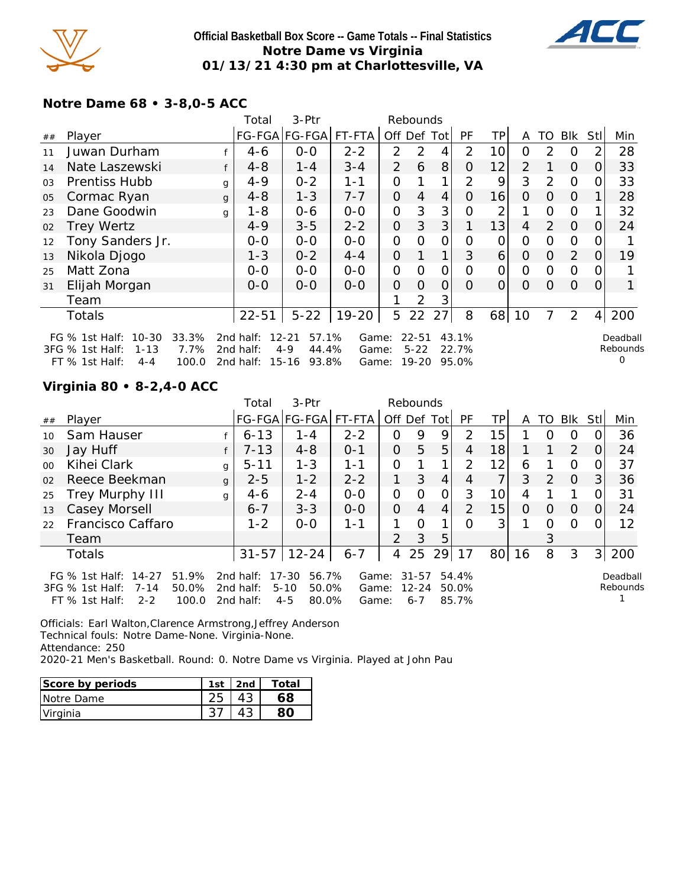**Official Basketball Box Score -- Game Totals -- Final Statistics**
**Notre Dame vs Virginia**
**01/13/21 4:30 pm at Charlottesville, VA**

### Notre Dame 68 • 3-8,0-5 ACC

| ## | Player | | Total FG-FGA | 3-Ptr FG-FGA | FT-FTA | Off | Def | Tot | PF | TP | A | TO | Blk | Stl | Min |
|---|---|---|---|---|---|---|---|---|---|---|---|---|---|---|---|
| 11 | Juwan Durham | f | 4-6 | 0-0 | 2-2 | 2 | 2 | 4 | 2 | 10 | 0 | 2 | 0 | 2 | 28 |
| 14 | Nate Laszewski | f | 4-8 | 1-4 | 3-4 | 2 | 6 | 8 | 0 | 12 | 2 | 1 | 0 | 0 | 33 |
| 03 | Prentiss Hubb | g | 4-9 | 0-2 | 1-1 | 0 | 1 | 1 | 2 | 9 | 3 | 2 | 0 | 0 | 33 |
| 05 | Cormac Ryan | g | 4-8 | 1-3 | 7-7 | 0 | 4 | 4 | 0 | 16 | 0 | 0 | 0 | 1 | 28 |
| 23 | Dane Goodwin | g | 1-8 | 0-6 | 0-0 | 0 | 3 | 3 | 0 | 2 | 1 | 0 | 0 | 1 | 32 |
| 02 | Trey Wertz | | 4-9 | 3-5 | 2-2 | 0 | 3 | 3 | 1 | 13 | 4 | 2 | 0 | 0 | 24 |
| 12 | Tony Sanders Jr. | | 0-0 | 0-0 | 0-0 | 0 | 0 | 0 | 0 | 0 | 0 | 0 | 0 | 0 | 1 |
| 13 | Nikola Djogo | | 1-3 | 0-2 | 4-4 | 0 | 1 | 1 | 3 | 6 | 0 | 0 | 2 | 0 | 19 |
| 25 | Matt Zona | | 0-0 | 0-0 | 0-0 | 0 | 0 | 0 | 0 | 0 | 0 | 0 | 0 | 0 | 1 |
| 31 | Elijah Morgan | | 0-0 | 0-0 | 0-0 | 0 | 0 | 0 | 0 | 0 | 0 | 0 | 0 | 0 | 1 |
| | Team | | | | | 1 | 2 | 3 | | | | | | | |
| | Totals | | 22-51 | 5-22 | 19-20 | 5 | 22 | 27 | 8 | 68 | 10 | 7 | 2 | 4 | 200 |

FG % 1st Half: 10-30 33.3% | 2nd half: 12-21 57.1% | Game: 22-51 43.1%
3FG % 1st Half: 1-13 7.7% | 2nd half: 4-9 44.4% | Game: 5-22 22.7%
FT % 1st Half: 4-4 100.0 | 2nd half: 15-16 93.8% | Game: 19-20 95.0%

Deadball Rebounds: 0

### Virginia 80 • 8-2,4-0 ACC

| ## | Player | | Total FG-FGA | 3-Ptr FG-FGA | FT-FTA | Off | Def | Tot | PF | TP | A | TO | Blk | Stl | Min |
|---|---|---|---|---|---|---|---|---|---|---|---|---|---|---|---|
| 10 | Sam Hauser | f | 6-13 | 1-4 | 2-2 | 0 | 9 | 9 | 2 | 15 | 1 | 0 | 0 | 0 | 36 |
| 30 | Jay Huff | f | 7-13 | 4-8 | 0-1 | 0 | 5 | 5 | 4 | 18 | 1 | 1 | 2 | 0 | 24 |
| 00 | Kihei Clark | g | 5-11 | 1-3 | 1-1 | 0 | 1 | 1 | 2 | 12 | 6 | 1 | 0 | 0 | 37 |
| 02 | Reece Beekman | g | 2-5 | 1-2 | 2-2 | 1 | 3 | 4 | 4 | 7 | 3 | 2 | 0 | 3 | 36 |
| 25 | Trey Murphy III | g | 4-6 | 2-4 | 0-0 | 0 | 0 | 0 | 3 | 10 | 4 | 1 | 1 | 0 | 31 |
| 13 | Casey Morsell | | 6-7 | 3-3 | 0-0 | 0 | 4 | 4 | 2 | 15 | 0 | 0 | 0 | 0 | 24 |
| 22 | Francisco Caffaro | | 1-2 | 0-0 | 1-1 | 1 | 0 | 1 | 0 | 3 | 1 | 0 | 0 | 0 | 12 |
| | Team | | | | | 2 | 3 | 5 | | | | 3 | | | |
| | Totals | | 31-57 | 12-24 | 6-7 | 4 | 25 | 29 | 17 | 80 | 16 | 8 | 3 | 3 | 200 |

FG % 1st Half: 14-27 51.9% | 2nd half: 17-30 56.7% | Game: 31-57 54.4%
3FG % 1st Half: 7-14 50.0% | 2nd half: 5-10 50.0% | Game: 12-24 50.0%
FT % 1st Half: 2-2 100.0 | 2nd half: 4-5 80.0% | Game: 6-7 85.7%

Deadball Rebounds: 1

Officials: Earl Walton,Clarence Armstrong,Jeffrey Anderson
Technical fouls: Notre Dame-None. Virginia-None.
Attendance: 250
2020-21 Men's Basketball. Round: 0. Notre Dame vs Virginia. Played at John Pau

| Score by periods | 1st | 2nd | Total |
|---|---|---|---|
| Notre Dame | 25 | 43 | **68** |
| Virginia | 37 | 43 | **80** |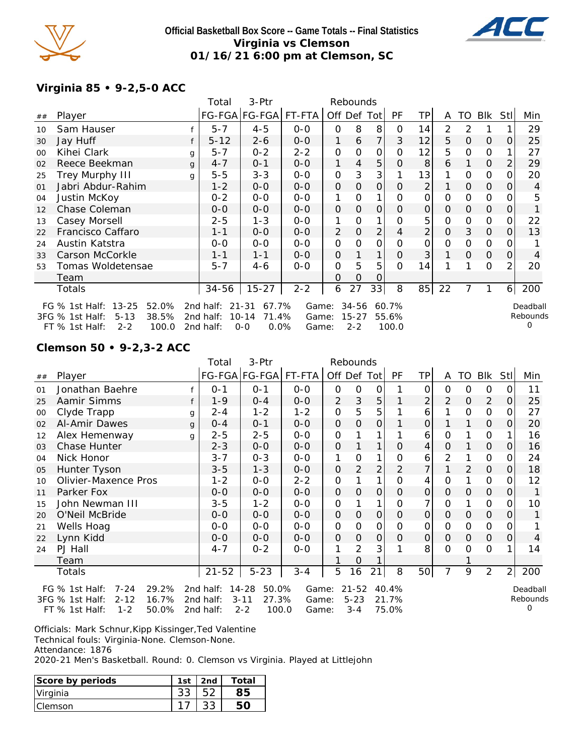**Official Basketball Box Score -- Game Totals -- Final Statistics**
**Virginia vs Clemson**
**01/16/21 6:00 pm at Clemson, SC**

## Virginia 85 • 9-2,5-0 ACC

| ## | Player | | Total FG-FGA | 3-Ptr FG-FGA | FT-FTA | Off | Def | Tot | PF | TP | A | TO | Blk | Stl | Min |
|---|---|---|---|---|---|---|---|---|---|---|---|---|---|---|---|
| 10 | Sam Hauser | f | 5-7 | 4-5 | 0-0 | 0 | 8 | 8 | 0 | 14 | 2 | 2 | 1 | 1 | 29 |
| 30 | Jay Huff | f | 5-12 | 2-6 | 0-0 | 1 | 6 | 7 | 3 | 12 | 5 | 0 | 0 | 0 | 25 |
| 00 | Kihei Clark | g | 5-7 | 0-2 | 2-2 | 0 | 0 | 0 | 0 | 12 | 5 | 0 | 0 | 1 | 27 |
| 02 | Reece Beekman | g | 4-7 | 0-1 | 0-0 | 1 | 4 | 5 | 0 | 8 | 6 | 1 | 0 | 2 | 29 |
| 25 | Trey Murphy III | g | 5-5 | 3-3 | 0-0 | 0 | 3 | 3 | 1 | 13 | 1 | 0 | 0 | 0 | 20 |
| 01 | Jabri Abdur-Rahim | | 1-2 | 0-0 | 0-0 | 0 | 0 | 0 | 0 | 2 | 1 | 0 | 0 | 0 | 4 |
| 04 | Justin McKoy | | 0-2 | 0-0 | 0-0 | 1 | 0 | 1 | 0 | 0 | 0 | 0 | 0 | 0 | 5 |
| 12 | Chase Coleman | | 0-0 | 0-0 | 0-0 | 0 | 0 | 0 | 0 | 0 | 0 | 0 | 0 | 0 | 1 |
| 13 | Casey Morsell | | 2-5 | 1-3 | 0-0 | 1 | 0 | 1 | 0 | 5 | 0 | 0 | 0 | 0 | 22 |
| 22 | Francisco Caffaro | | 1-1 | 0-0 | 0-0 | 2 | 0 | 2 | 4 | 2 | 0 | 3 | 0 | 0 | 13 |
| 24 | Austin Katstra | | 0-0 | 0-0 | 0-0 | 0 | 0 | 0 | 0 | 0 | 0 | 0 | 0 | 0 | 1 |
| 33 | Carson McCorkle | | 1-1 | 1-1 | 0-0 | 0 | 1 | 1 | 0 | 3 | 1 | 0 | 0 | 0 | 4 |
| 53 | Tomas Woldetensae | | 5-7 | 4-6 | 0-0 | 0 | 5 | 5 | 0 | 14 | 1 | 1 | 0 | 2 | 20 |
| | Team | | | | | 0 | 0 | 0 | | | | | | | |
| | Totals | | 34-56 | 15-27 | 2-2 | 6 | 27 | 33 | 8 | 85 | 22 | 7 | 1 | 6 | 200 |

FG % 1st Half: 13-25 52.0% 2nd half: 21-31 67.7% Game: 34-56 60.7%
3FG % 1st Half: 5-13 38.5% 2nd half: 10-14 71.4% Game: 15-27 55.6%
FT % 1st Half: 2-2 100.0 2nd half: 0-0 0.0% Game: 2-2 100.0
Deadball Rebounds 0

## Clemson 50 • 9-2,3-2 ACC

| ## | Player | | Total FG-FGA | 3-Ptr FG-FGA | FT-FTA | Off | Def | Tot | PF | TP | A | TO | Blk | Stl | Min |
|---|---|---|---|---|---|---|---|---|---|---|---|---|---|---|---|
| 01 | Jonathan Baehre | f | 0-1 | 0-1 | 0-0 | 0 | 0 | 0 | 1 | 0 | 0 | 0 | 0 | 0 | 11 |
| 25 | Aamir Simms | f | 1-9 | 0-4 | 0-0 | 2 | 3 | 5 | 1 | 2 | 2 | 0 | 2 | 0 | 25 |
| 00 | Clyde Trapp | g | 2-4 | 1-2 | 1-2 | 0 | 5 | 5 | 1 | 6 | 1 | 0 | 0 | 0 | 27 |
| 02 | Al-Amir Dawes | g | 0-4 | 0-1 | 0-0 | 0 | 0 | 0 | 1 | 0 | 1 | 1 | 0 | 0 | 20 |
| 12 | Alex Hemenway | g | 2-5 | 2-5 | 0-0 | 0 | 1 | 1 | 1 | 6 | 0 | 1 | 0 | 1 | 16 |
| 03 | Chase Hunter | | 2-3 | 0-0 | 0-0 | 0 | 1 | 1 | 0 | 4 | 0 | 1 | 0 | 0 | 16 |
| 04 | Nick Honor | | 3-7 | 0-3 | 0-0 | 1 | 0 | 1 | 0 | 6 | 2 | 1 | 0 | 0 | 24 |
| 05 | Hunter Tyson | | 3-5 | 1-3 | 0-0 | 0 | 2 | 2 | 2 | 7 | 1 | 2 | 0 | 0 | 18 |
| 10 | Olivier-Maxence Pros | | 1-2 | 0-0 | 2-2 | 0 | 1 | 1 | 0 | 4 | 0 | 1 | 0 | 0 | 12 |
| 11 | Parker Fox | | 0-0 | 0-0 | 0-0 | 0 | 0 | 0 | 0 | 0 | 0 | 0 | 0 | 0 | 1 |
| 15 | John Newman III | | 3-5 | 1-2 | 0-0 | 0 | 1 | 1 | 0 | 7 | 0 | 1 | 0 | 0 | 10 |
| 20 | O'Neil McBride | | 0-0 | 0-0 | 0-0 | 0 | 0 | 0 | 0 | 0 | 0 | 0 | 0 | 0 | 1 |
| 21 | Wells Hoag | | 0-0 | 0-0 | 0-0 | 0 | 0 | 0 | 0 | 0 | 0 | 0 | 0 | 0 | 1 |
| 22 | Lynn Kidd | | 0-0 | 0-0 | 0-0 | 0 | 0 | 0 | 0 | 0 | 0 | 0 | 0 | 0 | 4 |
| 24 | PJ Hall | | 4-7 | 0-2 | 0-0 | 1 | 2 | 3 | 1 | 8 | 0 | 0 | 0 | 1 | 14 |
| | Team | | | | | 1 | 0 | 1 | | | | 1 | | | |
| | Totals | | 21-52 | 5-23 | 3-4 | 5 | 16 | 21 | 8 | 50 | 7 | 9 | 2 | 2 | 200 |

FG % 1st Half: 7-24 29.2% 2nd half: 14-28 50.0% Game: 21-52 40.4%
3FG % 1st Half: 2-12 16.7% 2nd half: 3-11 27.3% Game: 5-23 21.7%
FT % 1st Half: 1-2 50.0% 2nd half: 2-2 100.0 Game: 3-4 75.0%
Deadball Rebounds 0

Officials: Mark Schnur,Kipp Kissinger,Ted Valentine
Technical fouls: Virginia-None. Clemson-None.
Attendance: 1876
2020-21 Men's Basketball. Round: 0. Clemson vs Virginia. Played at Littlejohn

| Score by periods | 1st | 2nd | Total |
|---|---|---|---|
| Virginia | 33 | 52 | 85 |
| Clemson | 17 | 33 | 50 |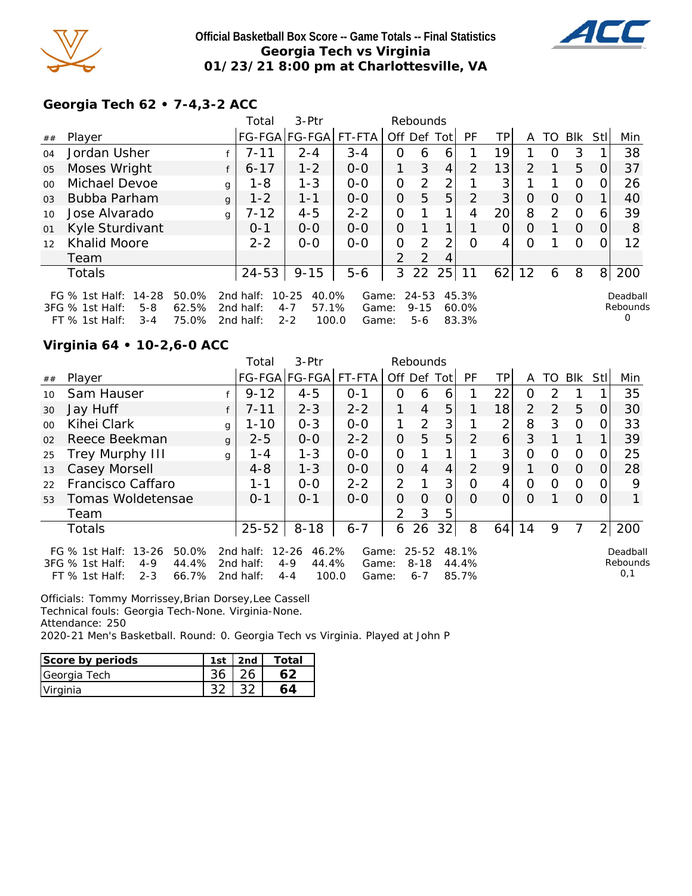**Official Basketball Box Score -- Game Totals -- Final Statistics**
**Georgia Tech vs Virginia**
**01/23/21 8:00 pm at Charlottesville, VA**

### Georgia Tech 62 • 7-4,3-2 ACC

| ## | Player | | Total FG-FGA | 3-Ptr FG-FGA | FT-FTA | Rebounds Off | Def | Tot | PF | TP | A | TO | Blk | Stl | Min |
|---|---|---|---|---|---|---|---|---|---|---|---|---|---|---|---|
| 04 | Jordan Usher | f | 7-11 | 2-4 | 3-4 | 0 | 6 | 6 | 1 | 19 | 1 | 0 | 3 | 1 | 38 |
| 05 | Moses Wright | f | 6-17 | 1-2 | 0-0 | 1 | 3 | 4 | 2 | 13 | 2 | 1 | 5 | 0 | 37 |
| 00 | Michael Devoe | g | 1-8 | 1-3 | 0-0 | 0 | 2 | 2 | 1 | 3 | 1 | 1 | 0 | 0 | 26 |
| 03 | Bubba Parham | g | 1-2 | 1-1 | 0-0 | 0 | 5 | 5 | 2 | 3 | 0 | 0 | 0 | 1 | 40 |
| 10 | Jose Alvarado | g | 7-12 | 4-5 | 2-2 | 0 | 1 | 1 | 4 | 20 | 8 | 2 | 0 | 6 | 39 |
| 01 | Kyle Sturdivant | | 0-1 | 0-0 | 0-0 | 0 | 1 | 1 | 1 | 0 | 0 | 1 | 0 | 0 | 8 |
| 12 | Khalid Moore | | 2-2 | 0-0 | 0-0 | 0 | 2 | 2 | 0 | 4 | 0 | 1 | 0 | 0 | 12 |
| | Team | | | | | 2 | 2 | 4 | | | | | | | |
| | Totals | | 24-53 | 9-15 | 5-6 | 3 | 22 | 25 | 11 | 62 | 12 | 6 | 8 | 8 | 200 |

FG % 1st Half: 14-28 50.0% | 2nd half: 10-25 40.0% | Game: 24-53 45.3%
3FG % 1st Half: 5-8 62.5% | 2nd half: 4-7 57.1% | Game: 9-15 60.0%
FT % 1st Half: 3-4 75.0% | 2nd half: 2-2 100.0 | Game: 5-6 83.3%

Deadball Rebounds 0

### Virginia 64 • 10-2,6-0 ACC

| ## | Player | | Total FG-FGA | 3-Ptr FG-FGA | FT-FTA | Rebounds Off | Def | Tot | PF | TP | A | TO | Blk | Stl | Min |
|---|---|---|---|---|---|---|---|---|---|---|---|---|---|---|---|
| 10 | Sam Hauser | f | 9-12 | 4-5 | 0-1 | 0 | 6 | 6 | 1 | 22 | 0 | 2 | 1 | 1 | 35 |
| 30 | Jay Huff | f | 7-11 | 2-3 | 2-2 | 1 | 4 | 5 | 1 | 18 | 2 | 2 | 5 | 0 | 30 |
| 00 | Kihei Clark | g | 1-10 | 0-3 | 0-0 | 1 | 2 | 3 | 1 | 2 | 8 | 3 | 0 | 0 | 33 |
| 02 | Reece Beekman | g | 2-5 | 0-0 | 2-2 | 0 | 5 | 5 | 2 | 6 | 3 | 1 | 1 | 1 | 39 |
| 25 | Trey Murphy III | g | 1-4 | 1-3 | 0-0 | 0 | 1 | 1 | 1 | 3 | 0 | 0 | 0 | 0 | 25 |
| 13 | Casey Morsell | | 4-8 | 1-3 | 0-0 | 0 | 4 | 4 | 2 | 9 | 1 | 0 | 0 | 0 | 28 |
| 22 | Francisco Caffaro | | 1-1 | 0-0 | 2-2 | 2 | 1 | 3 | 0 | 4 | 0 | 0 | 0 | 0 | 9 |
| 53 | Tomas Woldetensae | | 0-1 | 0-1 | 0-0 | 0 | 0 | 0 | 0 | 0 | 0 | 1 | 0 | 0 | 1 |
| | Team | | | | | 2 | 3 | 5 | | | | | | | |
| | Totals | | 25-52 | 8-18 | 6-7 | 6 | 26 | 32 | 8 | 64 | 14 | 9 | 7 | 2 | 200 |

FG % 1st Half: 13-26 50.0% | 2nd half: 12-26 46.2% | Game: 25-52 48.1%
3FG % 1st Half: 4-9 44.4% | 2nd half: 4-9 44.4% | Game: 8-18 44.4%
FT % 1st Half: 2-3 66.7% | 2nd half: 4-4 100.0 | Game: 6-7 85.7%

Deadball Rebounds 0,1

Officials: Tommy Morrissey,Brian Dorsey,Lee Cassell
Technical fouls: Georgia Tech-None. Virginia-None.
Attendance: 250
2020-21 Men's Basketball. Round: 0. Georgia Tech vs Virginia. Played at John P

| Score by periods | 1st | 2nd | Total |
|---|---|---|---|
| Georgia Tech | 36 | 26 | **62** |
| Virginia | 32 | 32 | **64** |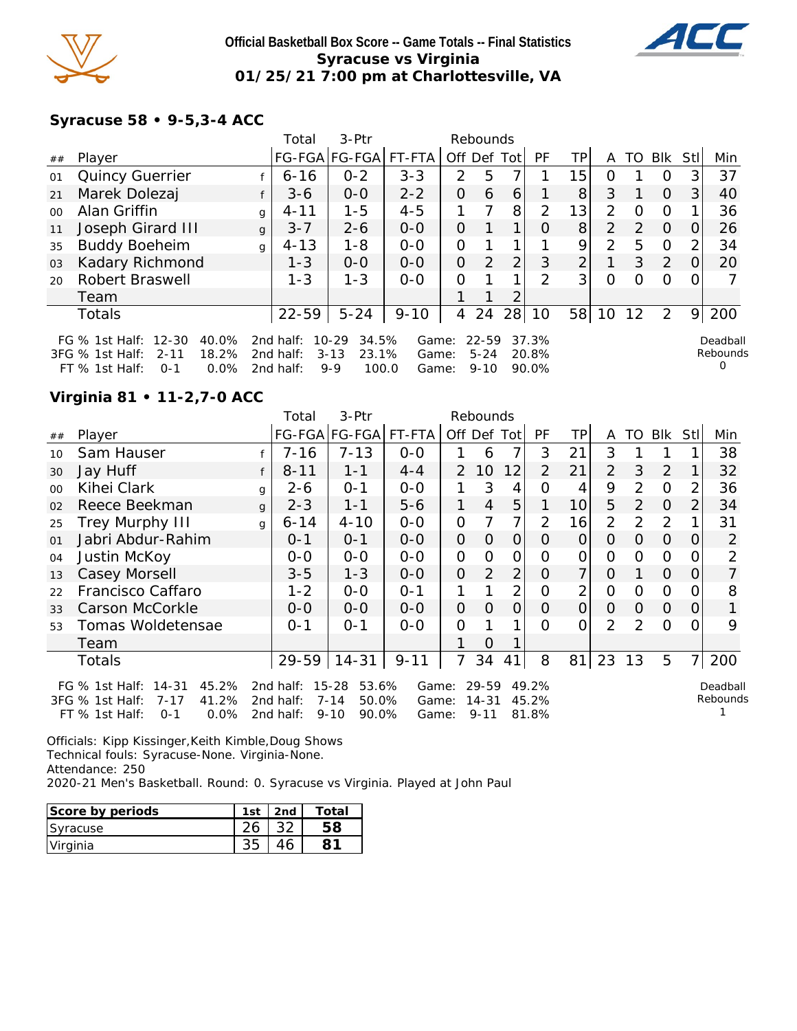**Official Basketball Box Score -- Game Totals -- Final Statistics**
**Syracuse vs Virginia**
**01/25/21 7:00 pm at Charlottesville, VA**

### Syracuse 58 • 9-5,3-4 ACC

| ## | Player | | Total FG-FGA | 3-Ptr FG-FGA | FT-FTA | Off | Def | Tot | PF | TP | A | TO | Blk | Stl | Min |
|---|---|---|---|---|---|---|---|---|---|---|---|---|---|---|---|
| 01 | Quincy Guerrier | f | 6-16 | 0-2 | 3-3 | 2 | 5 | 7 | 1 | 15 | 0 | 1 | 0 | 3 | 37 |
| 21 | Marek Dolezaj | f | 3-6 | 0-0 | 2-2 | 0 | 6 | 6 | 1 | 8 | 3 | 1 | 0 | 3 | 40 |
| 00 | Alan Griffin | g | 4-11 | 1-5 | 4-5 | 1 | 7 | 8 | 2 | 13 | 2 | 0 | 0 | 1 | 36 |
| 11 | Joseph Girard III | g | 3-7 | 2-6 | 0-0 | 0 | 1 | 1 | 0 | 8 | 2 | 2 | 0 | 0 | 26 |
| 35 | Buddy Boeheim | g | 4-13 | 1-8 | 0-0 | 0 | 1 | 1 | 1 | 9 | 2 | 5 | 0 | 2 | 34 |
| 03 | Kadary Richmond | | 1-3 | 0-0 | 0-0 | 0 | 2 | 2 | 3 | 2 | 1 | 3 | 2 | 0 | 20 |
| 20 | Robert Braswell | | 1-3 | 1-3 | 0-0 | 0 | 1 | 1 | 2 | 3 | 0 | 0 | 0 | 0 | 7 |
| | Team | | | | | 1 | 1 | 2 | | | | | | | |
| | Totals | | 22-59 | 5-24 | 9-10 | 4 | 24 | 28 | 10 | 58 | 10 | 12 | 2 | 9 | 200 |

FG % 1st Half: 12-30 40.0% 2nd half: 10-29 34.5% Game: 22-59 37.3%
3FG % 1st Half: 2-11 18.2% 2nd half: 3-13 23.1% Game: 5-24 20.8%
FT % 1st Half: 0-1 0.0% 2nd half: 9-9 100.0 Game: 9-10 90.0%

Deadball Rebounds 0

### Virginia 81 • 11-2,7-0 ACC

| ## | Player | | Total FG-FGA | 3-Ptr FG-FGA | FT-FTA | Off | Def | Tot | PF | TP | A | TO | Blk | Stl | Min |
|---|---|---|---|---|---|---|---|---|---|---|---|---|---|---|---|
| 10 | Sam Hauser | f | 7-16 | 7-13 | 0-0 | 1 | 6 | 7 | 3 | 21 | 3 | 1 | 1 | 1 | 38 |
| 30 | Jay Huff | f | 8-11 | 1-1 | 4-4 | 2 | 10 | 12 | 2 | 21 | 2 | 3 | 2 | 1 | 32 |
| 00 | Kihei Clark | g | 2-6 | 0-1 | 0-0 | 1 | 3 | 4 | 0 | 4 | 9 | 2 | 0 | 2 | 36 |
| 02 | Reece Beekman | g | 2-3 | 1-1 | 5-6 | 1 | 4 | 5 | 1 | 10 | 5 | 2 | 0 | 2 | 34 |
| 25 | Trey Murphy III | g | 6-14 | 4-10 | 0-0 | 0 | 7 | 7 | 2 | 16 | 2 | 2 | 2 | 1 | 31 |
| 01 | Jabri Abdur-Rahim | | 0-1 | 0-1 | 0-0 | 0 | 0 | 0 | 0 | 0 | 0 | 0 | 0 | 0 | 2 |
| 04 | Justin McKoy | | 0-0 | 0-0 | 0-0 | 0 | 0 | 0 | 0 | 0 | 0 | 0 | 0 | 0 | 2 |
| 13 | Casey Morsell | | 3-5 | 1-3 | 0-0 | 0 | 2 | 2 | 0 | 7 | 0 | 1 | 0 | 0 | 7 |
| 22 | Francisco Caffaro | | 1-2 | 0-0 | 0-1 | 1 | 1 | 2 | 0 | 2 | 0 | 0 | 0 | 0 | 8 |
| 33 | Carson McCorkle | | 0-0 | 0-0 | 0-0 | 0 | 0 | 0 | 0 | 0 | 0 | 0 | 0 | 0 | 1 |
| 53 | Tomas Woldetensae | | 0-1 | 0-1 | 0-0 | 0 | 1 | 1 | 0 | 0 | 2 | 2 | 0 | 0 | 9 |
| | Team | | | | | 1 | 0 | 1 | | | | | | | |
| | Totals | | 29-59 | 14-31 | 9-11 | 7 | 34 | 41 | 8 | 81 | 23 | 13 | 5 | 7 | 200 |

FG % 1st Half: 14-31 45.2% 2nd half: 15-28 53.6% Game: 29-59 49.2%
3FG % 1st Half: 7-17 41.2% 2nd half: 7-14 50.0% Game: 14-31 45.2%
FT % 1st Half: 0-1 0.0% 2nd half: 9-10 90.0% Game: 9-11 81.8%

Deadball Rebounds 1

Officials: Kipp Kissinger,Keith Kimble,Doug Shows
Technical fouls: Syracuse-None. Virginia-None.
Attendance: 250
2020-21 Men's Basketball. Round: 0. Syracuse vs Virginia. Played at John Paul

| Score by periods | 1st | 2nd | Total |
|---|---|---|---|
| Syracuse | 26 | 32 | 58 |
| Virginia | 35 | 46 | 81 |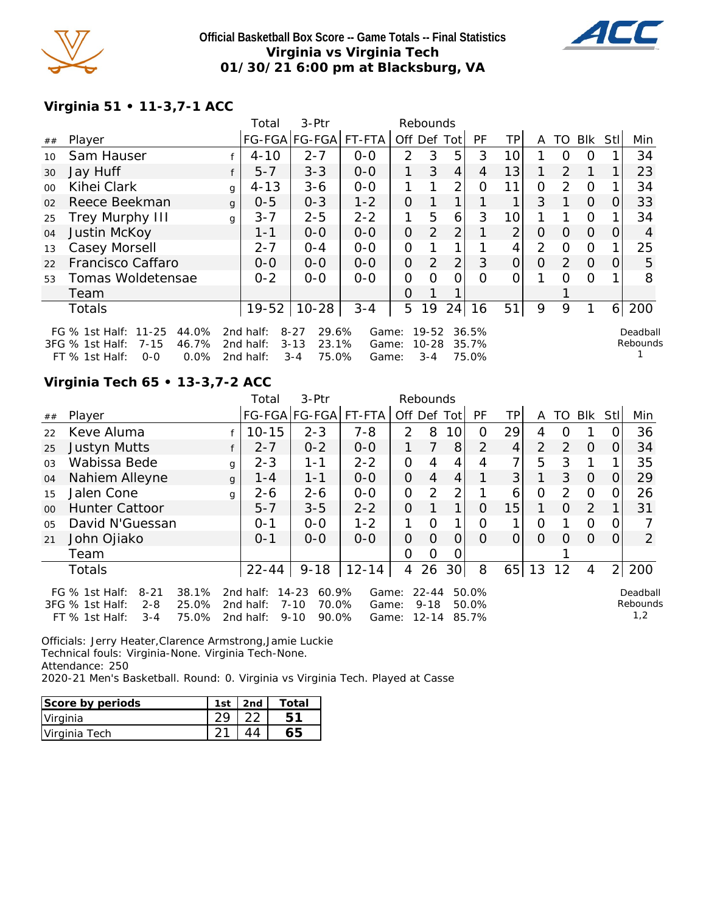**Official Basketball Box Score -- Game Totals -- Final Statistics**
**Virginia vs Virginia Tech**
**01/30/21 6:00 pm at Blacksburg, VA**

### Virginia 51 • 11-3,7-1 ACC

| ## | Player | | Total FG-FGA | 3-Ptr FG-FGA | FT-FTA | Off | Def | Tot | PF | TP | A | TO | Blk | Stl | Min |
|---|---|---|---|---|---|---|---|---|---|---|---|---|---|---|---|
| 10 | Sam Hauser | f | 4-10 | 2-7 | 0-0 | 2 | 3 | 5 | 3 | 10 | 1 | 0 | 0 | 1 | 34 |
| 30 | Jay Huff | f | 5-7 | 3-3 | 0-0 | 1 | 3 | 4 | 4 | 13 | 1 | 2 | 1 | 1 | 23 |
| 00 | Kihei Clark | g | 4-13 | 3-6 | 0-0 | 1 | 1 | 2 | 0 | 11 | 0 | 2 | 0 | 1 | 34 |
| 02 | Reece Beekman | g | 0-5 | 0-3 | 1-2 | 0 | 1 | 1 | 1 | 1 | 3 | 1 | 0 | 0 | 33 |
| 25 | Trey Murphy III | g | 3-7 | 2-5 | 2-2 | 1 | 5 | 6 | 3 | 10 | 1 | 1 | 0 | 1 | 34 |
| 04 | Justin McKoy | | 1-1 | 0-0 | 0-0 | 0 | 2 | 2 | 1 | 2 | 0 | 0 | 0 | 0 | 4 |
| 13 | Casey Morsell | | 2-7 | 0-4 | 0-0 | 0 | 1 | 1 | 1 | 4 | 2 | 0 | 0 | 1 | 25 |
| 22 | Francisco Caffaro | | 0-0 | 0-0 | 0-0 | 0 | 2 | 2 | 3 | 0 | 0 | 2 | 0 | 0 | 5 |
| 53 | Tomas Woldetensae | | 0-2 | 0-0 | 0-0 | 0 | 0 | 0 | 0 | 0 | 1 | 0 | 0 | 1 | 8 |
| | Team | | | | | 0 | 1 | 1 | | | | 1 | | | |
| | Totals | | 19-52 | 10-28 | 3-4 | 5 | 19 | 24 | 16 | 51 | 9 | 9 | 1 | 6 | 200 |

FG % 1st Half: 11-25 44.0% 2nd half: 8-27 29.6% Game: 19-52 36.5%
3FG % 1st Half: 7-15 46.7% 2nd half: 3-13 23.1% Game: 10-28 35.7%
FT % 1st Half: 0-0 0.0% 2nd half: 3-4 75.0% Game: 3-4 75.0%

Deadball Rebounds: 1

### Virginia Tech 65 • 13-3,7-2 ACC

| ## | Player | | Total FG-FGA | 3-Ptr FG-FGA | FT-FTA | Off | Def | Tot | PF | TP | A | TO | Blk | Stl | Min |
|---|---|---|---|---|---|---|---|---|---|---|---|---|---|---|---|
| 22 | Keve Aluma | f | 10-15 | 2-3 | 7-8 | 2 | 8 | 10 | 0 | 29 | 4 | 0 | 1 | 0 | 36 |
| 25 | Justyn Mutts | f | 2-7 | 0-2 | 0-0 | 1 | 7 | 8 | 2 | 4 | 2 | 2 | 0 | 0 | 34 |
| 03 | Wabissa Bede | g | 2-3 | 1-1 | 2-2 | 0 | 4 | 4 | 4 | 7 | 5 | 3 | 1 | 1 | 35 |
| 04 | Nahiem Alleyne | g | 1-4 | 1-1 | 0-0 | 0 | 4 | 4 | 1 | 3 | 1 | 3 | 0 | 0 | 29 |
| 15 | Jalen Cone | g | 2-6 | 2-6 | 0-0 | 0 | 2 | 2 | 1 | 6 | 0 | 2 | 0 | 0 | 26 |
| 00 | Hunter Cattoor | | 5-7 | 3-5 | 2-2 | 0 | 1 | 1 | 0 | 15 | 1 | 0 | 2 | 1 | 31 |
| 05 | David N'Guessan | | 0-1 | 0-0 | 1-2 | 1 | 0 | 1 | 0 | 1 | 0 | 1 | 0 | 0 | 7 |
| 21 | John Ojiako | | 0-1 | 0-0 | 0-0 | 0 | 0 | 0 | 0 | 0 | 0 | 0 | 0 | 0 | 2 |
| | Team | | | | | 0 | 0 | 0 | | | | 1 | | | |
| | Totals | | 22-44 | 9-18 | 12-14 | 4 | 26 | 30 | 8 | 65 | 13 | 12 | 4 | 2 | 200 |

FG % 1st Half: 8-21 38.1% 2nd half: 14-23 60.9% Game: 22-44 50.0%
3FG % 1st Half: 2-8 25.0% 2nd half: 7-10 70.0% Game: 9-18 50.0%
FT % 1st Half: 3-4 75.0% 2nd half: 9-10 90.0% Game: 12-14 85.7%

Deadball Rebounds: 1,2

Officials: Jerry Heater,Clarence Armstrong,Jamie Luckie
Technical fouls: Virginia-None. Virginia Tech-None.
Attendance: 250
2020-21 Men's Basketball. Round: 0. Virginia vs Virginia Tech. Played at Casse

| Score by periods | 1st | 2nd | Total |
|---|---|---|---|
| Virginia | 29 | 22 | 51 |
| Virginia Tech | 21 | 44 | 65 |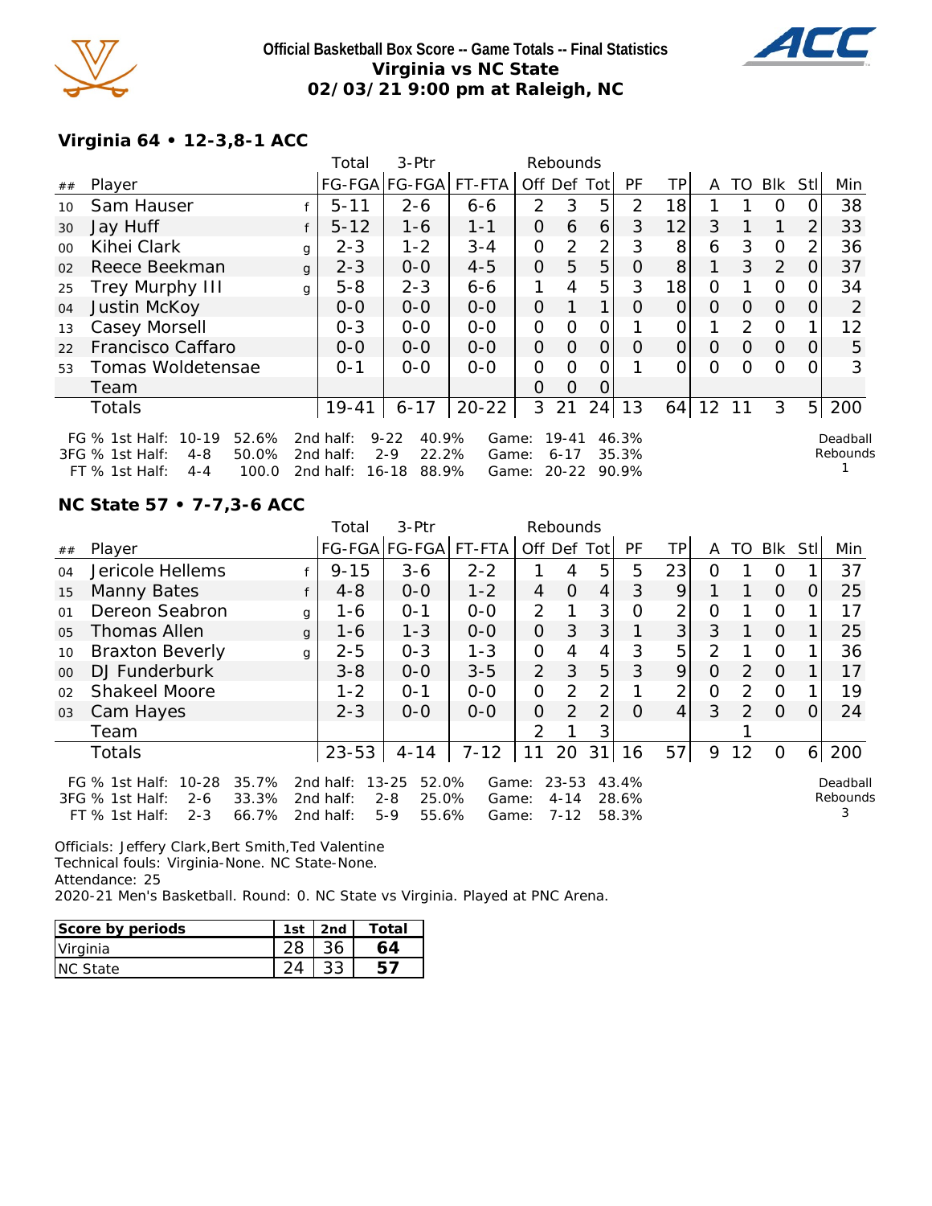# Official Basketball Box Score -- Game Totals -- Final Statistics
## Virginia vs NC State
## 02/03/21 9:00 pm at Raleigh, NC

### Virginia 64 • 12-3,8-1 ACC

| ## | Player | | Total FG-FGA | 3-Ptr FG-FGA | FT-FTA | Off | Def | Tot | PF | TP | A | TO | Blk | Stl | Min |
|---|---|---|---|---|---|---|---|---|---|---|---|---|---|---|---|
| 10 | Sam Hauser | f | 5-11 | 2-6 | 6-6 | 2 | 3 | 5 | 2 | 18 | 1 | 1 | 0 | 0 | 38 |
| 30 | Jay Huff | f | 5-12 | 1-6 | 1-1 | 0 | 6 | 6 | 3 | 12 | 3 | 1 | 1 | 2 | 33 |
| 00 | Kihei Clark | g | 2-3 | 1-2 | 3-4 | 0 | 2 | 2 | 3 | 8 | 6 | 3 | 0 | 2 | 36 |
| 02 | Reece Beekman | g | 2-3 | 0-0 | 4-5 | 0 | 5 | 5 | 0 | 8 | 1 | 3 | 2 | 0 | 37 |
| 25 | Trey Murphy III | g | 5-8 | 2-3 | 6-6 | 1 | 4 | 5 | 3 | 18 | 0 | 1 | 0 | 0 | 34 |
| 04 | Justin McKoy | | 0-0 | 0-0 | 0-0 | 0 | 1 | 1 | 0 | 0 | 0 | 0 | 0 | 0 | 2 |
| 13 | Casey Morsell | | 0-3 | 0-0 | 0-0 | 0 | 0 | 0 | 1 | 0 | 1 | 2 | 0 | 1 | 12 |
| 22 | Francisco Caffaro | | 0-0 | 0-0 | 0-0 | 0 | 0 | 0 | 0 | 0 | 0 | 0 | 0 | 0 | 5 |
| 53 | Tomas Woldetensae | | 0-1 | 0-0 | 0-0 | 0 | 0 | 0 | 1 | 0 | 0 | 0 | 0 | 0 | 3 |
| | Team | | | | | 0 | 0 | 0 | | | | | | | |
| | Totals | | 19-41 | 6-17 | 20-22 | 3 | 21 | 24 | 13 | 64 | 12 | 11 | 3 | 5 | 200 |

FG % 1st Half: 10-19 52.6% 2nd half: 9-22 40.9% Game: 19-41 46.3%
3FG % 1st Half: 4-8 50.0% 2nd half: 2-9 22.2% Game: 6-17 35.3%
FT % 1st Half: 4-4 100.0 2nd half: 16-18 88.9% Game: 20-22 90.9%

Deadball Rebounds 1

### NC State 57 • 7-7,3-6 ACC

| ## | Player | | Total FG-FGA | 3-Ptr FG-FGA | FT-FTA | Off | Def | Tot | PF | TP | A | TO | Blk | Stl | Min |
|---|---|---|---|---|---|---|---|---|---|---|---|---|---|---|---|
| 04 | Jericole Hellems | f | 9-15 | 3-6 | 2-2 | 1 | 4 | 5 | 5 | 23 | 0 | 1 | 0 | 1 | 37 |
| 15 | Manny Bates | f | 4-8 | 0-0 | 1-2 | 4 | 0 | 4 | 3 | 9 | 1 | 1 | 0 | 0 | 25 |
| 01 | Dereon Seabron | g | 1-6 | 0-1 | 0-0 | 2 | 1 | 3 | 0 | 2 | 0 | 1 | 0 | 1 | 17 |
| 05 | Thomas Allen | g | 1-6 | 1-3 | 0-0 | 0 | 3 | 3 | 1 | 3 | 3 | 1 | 0 | 1 | 25 |
| 10 | Braxton Beverly | g | 2-5 | 0-3 | 1-3 | 0 | 4 | 4 | 3 | 5 | 2 | 1 | 0 | 1 | 36 |
| 00 | DJ Funderburk | | 3-8 | 0-0 | 3-5 | 2 | 3 | 5 | 3 | 9 | 0 | 2 | 0 | 1 | 17 |
| 02 | Shakeel Moore | | 1-2 | 0-1 | 0-0 | 0 | 2 | 2 | 1 | 2 | 0 | 2 | 0 | 1 | 19 |
| 03 | Cam Hayes | | 2-3 | 0-0 | 0-0 | 0 | 2 | 2 | 0 | 4 | 3 | 2 | 0 | 0 | 24 |
| | Team | | | | | 2 | 1 | 3 | | | | 1 | | | |
| | Totals | | 23-53 | 4-14 | 7-12 | 11 | 20 | 31 | 16 | 57 | 9 | 12 | 0 | 6 | 200 |

FG % 1st Half: 10-28 35.7% 2nd half: 13-25 52.0% Game: 23-53 43.4%
3FG % 1st Half: 2-6 33.3% 2nd half: 2-8 25.0% Game: 4-14 28.6%
FT % 1st Half: 2-3 66.7% 2nd half: 5-9 55.6% Game: 7-12 58.3%

Deadball Rebounds 3

Officials: Jeffery Clark,Bert Smith,Ted Valentine
Technical fouls: Virginia-None. NC State-None.
Attendance: 25
2020-21 Men's Basketball. Round: 0. NC State vs Virginia. Played at PNC Arena.

| Score by periods | 1st | 2nd | Total |
|---|---|---|---|
| Virginia | 28 | 36 | **64** |
| NC State | 24 | 33 | **57** |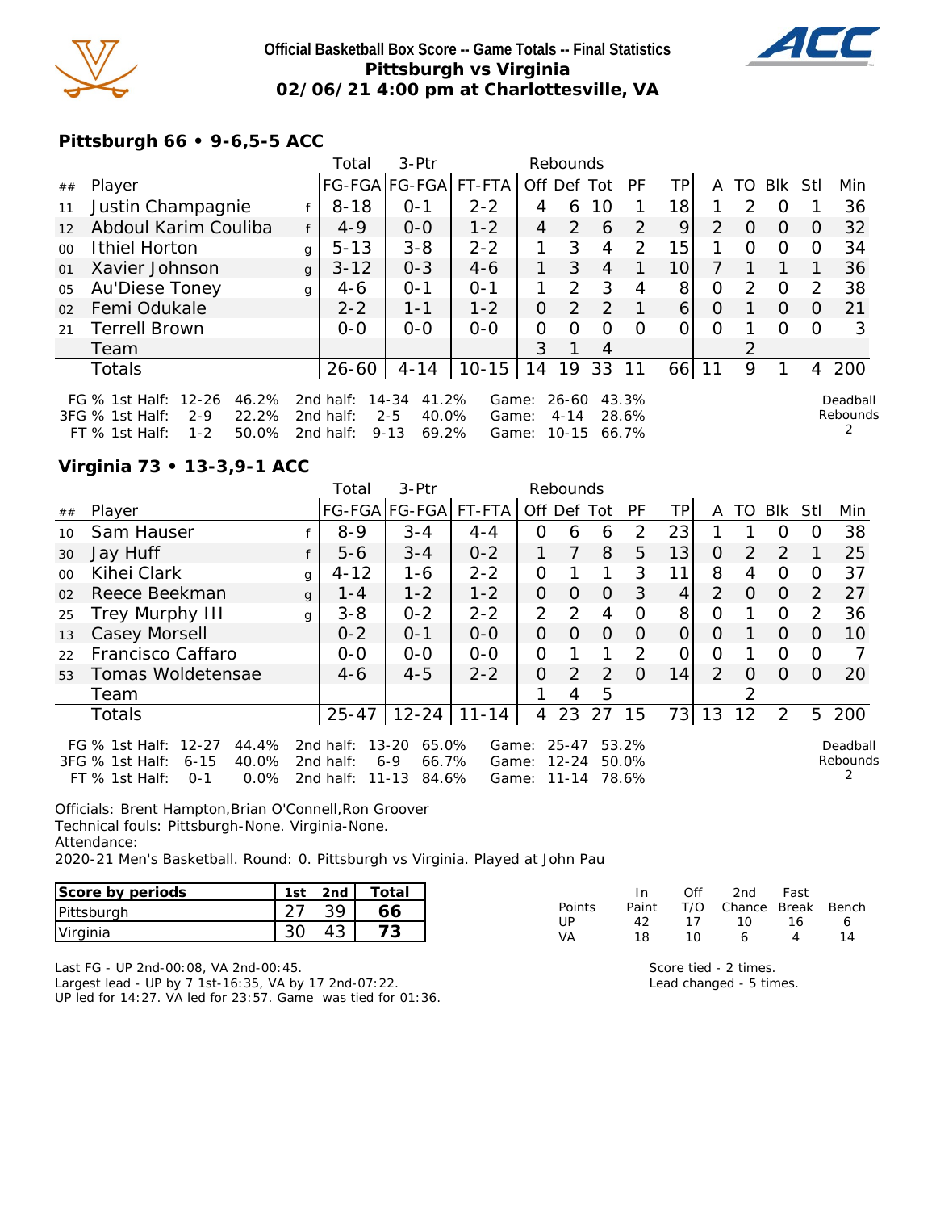**Official Basketball Box Score -- Game Totals -- Final Statistics**
**Pittsburgh vs Virginia**
**02/06/21 4:00 pm at Charlottesville, VA**

### Pittsburgh 66 • 9-6,5-5 ACC

| ## | Player | | Total FG-FGA | 3-Ptr FG-FGA | FT-FTA | Off | Def | Tot | PF | TP | A | TO | Blk | Stl | Min |
|---|---|---|---|---|---|---|---|---|---|---|---|---|---|---|---|
| 11 | Justin Champagnie | f | 8-18 | 0-1 | 2-2 | 4 | 6 | 10 | 1 | 18 | 1 | 2 | 0 | 1 | 36 |
| 12 | Abdoul Karim Couliba | f | 4-9 | 0-0 | 1-2 | 4 | 2 | 6 | 2 | 9 | 2 | 0 | 0 | 0 | 32 |
| 00 | Ithiel Horton | g | 5-13 | 3-8 | 2-2 | 1 | 3 | 4 | 2 | 15 | 1 | 0 | 0 | 0 | 34 |
| 01 | Xavier Johnson | g | 3-12 | 0-3 | 4-6 | 1 | 3 | 4 | 1 | 10 | 7 | 1 | 1 | 1 | 36 |
| 05 | Au'Diese Toney | g | 4-6 | 0-1 | 0-1 | 1 | 2 | 3 | 4 | 8 | 0 | 2 | 0 | 2 | 38 |
| 02 | Femi Odukale | | 2-2 | 1-1 | 1-2 | 0 | 2 | 2 | 1 | 6 | 0 | 1 | 0 | 0 | 21 |
| 21 | Terrell Brown | | 0-0 | 0-0 | 0-0 | 0 | 0 | 0 | 0 | 0 | 0 | 1 | 0 | 0 | 3 |
| | Team | | | | | 3 | 1 | 4 | | | | 2 | | | |
| | Totals | | 26-60 | 4-14 | 10-15 | 14 | 19 | 33 | 11 | 66 | 11 | 9 | 1 | 4 | 200 |

FG % 1st Half: 12-26 46.2% 2nd half: 14-34 41.2% Game: 26-60 43.3%
3FG % 1st Half: 2-9 22.2% 2nd half: 2-5 40.0% Game: 4-14 28.6%
FT % 1st Half: 1-2 50.0% 2nd half: 9-13 69.2% Game: 10-15 66.7%

Deadball Rebounds 2

### Virginia 73 • 13-3,9-1 ACC

| ## | Player | | Total FG-FGA | 3-Ptr FG-FGA | FT-FTA | Off | Def | Tot | PF | TP | A | TO | Blk | Stl | Min |
|---|---|---|---|---|---|---|---|---|---|---|---|---|---|---|---|
| 10 | Sam Hauser | f | 8-9 | 3-4 | 4-4 | 0 | 6 | 6 | 2 | 23 | 1 | 1 | 0 | 0 | 38 |
| 30 | Jay Huff | f | 5-6 | 3-4 | 0-2 | 1 | 7 | 8 | 5 | 13 | 0 | 2 | 2 | 1 | 25 |
| 00 | Kihei Clark | g | 4-12 | 1-6 | 2-2 | 0 | 1 | 1 | 3 | 11 | 8 | 4 | 0 | 0 | 37 |
| 02 | Reece Beekman | g | 1-4 | 1-2 | 1-2 | 0 | 0 | 0 | 3 | 4 | 2 | 0 | 0 | 2 | 27 |
| 25 | Trey Murphy III | g | 3-8 | 0-2 | 2-2 | 2 | 2 | 4 | 0 | 8 | 0 | 1 | 0 | 2 | 36 |
| 13 | Casey Morsell | | 0-2 | 0-1 | 0-0 | 0 | 0 | 0 | 0 | 0 | 0 | 1 | 0 | 0 | 10 |
| 22 | Francisco Caffaro | | 0-0 | 0-0 | 0-0 | 0 | 1 | 1 | 2 | 0 | 0 | 1 | 0 | 0 | 7 |
| 53 | Tomas Woldetensae | | 4-6 | 4-5 | 2-2 | 0 | 2 | 2 | 0 | 14 | 2 | 0 | 0 | 0 | 20 |
| | Team | | | | | 1 | 4 | 5 | | | | 2 | | | |
| | Totals | | 25-47 | 12-24 | 11-14 | 4 | 23 | 27 | 15 | 73 | 13 | 12 | 2 | 5 | 200 |

FG % 1st Half: 12-27 44.4% 2nd half: 13-20 65.0% Game: 25-47 53.2%
3FG % 1st Half: 6-15 40.0% 2nd half: 6-9 66.7% Game: 12-24 50.0%
FT % 1st Half: 0-1 0.0% 2nd half: 11-13 84.6% Game: 11-14 78.6%

Deadball Rebounds 2

Officials: Brent Hampton,Brian O'Connell,Ron Groover
Technical fouls: Pittsburgh-None. Virginia-None.
Attendance:
2020-21 Men's Basketball. Round: 0. Pittsburgh vs Virginia. Played at John Pau

| Score by periods | 1st | 2nd | Total |
|---|---|---|---|
| Pittsburgh | 27 | 39 | 66 |
| Virginia | 30 | 43 | 73 |

| Points | In Paint | Off T/O | 2nd Chance | Fast Break | Bench |
|---|---|---|---|---|---|
| UP | 42 | 17 | 10 | 16 | 6 |
| VA | 18 | 10 | 6 | 4 | 14 |

Last FG - UP 2nd-00:08, VA 2nd-00:45.
Largest lead - UP by 7 1st-16:35, VA by 17 2nd-07:22.
UP led for 14:27. VA led for 23:57. Game was tied for 01:36.

Score tied - 2 times.
Lead changed - 5 times.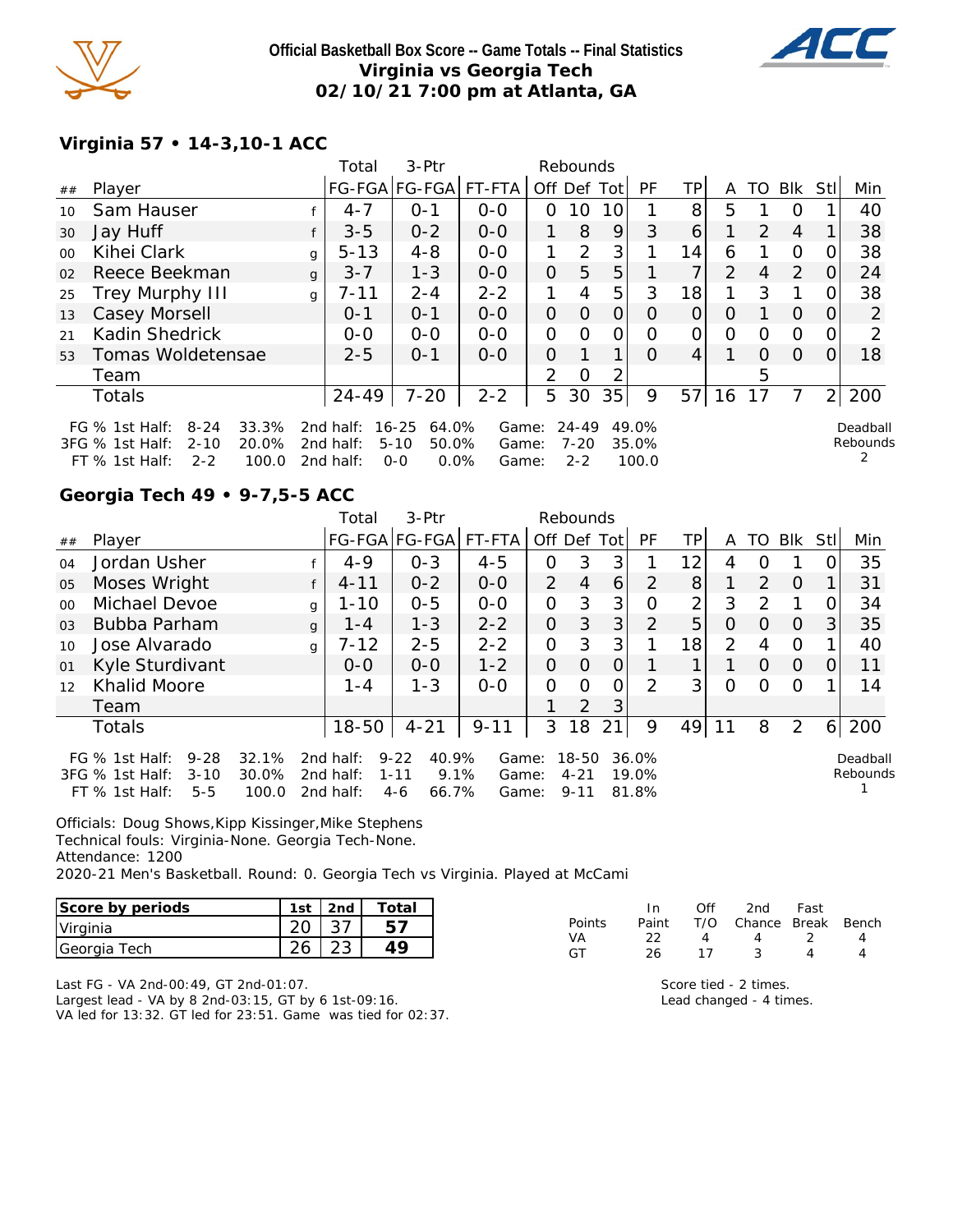**Official Basketball Box Score -- Game Totals -- Final Statistics**
**Virginia vs Georgia Tech**
**02/10/21 7:00 pm at Atlanta, GA**

### Virginia 57 • 14-3,10-1 ACC

| ## | Player | | Total FG-FGA | 3-Ptr FG-FGA | FT-FTA | Rebounds Off | Def | Tot | PF | TP | A | TO | Blk | Stl | Min |
|---|---|---|---|---|---|---|---|---|---|---|---|---|---|---|---|
| 10 | Sam Hauser | f | 4-7 | 0-1 | 0-0 | 0 | 10 | 10 | 1 | 8 | 5 | 1 | 0 | 1 | 40 |
| 30 | Jay Huff | f | 3-5 | 0-2 | 0-0 | 1 | 8 | 9 | 3 | 6 | 1 | 2 | 4 | 1 | 38 |
| 00 | Kihei Clark | g | 5-13 | 4-8 | 0-0 | 1 | 2 | 3 | 1 | 14 | 6 | 1 | 0 | 0 | 38 |
| 02 | Reece Beekman | g | 3-7 | 1-3 | 0-0 | 0 | 5 | 5 | 1 | 7 | 2 | 4 | 2 | 0 | 24 |
| 25 | Trey Murphy III | g | 7-11 | 2-4 | 2-2 | 1 | 4 | 5 | 3 | 18 | 1 | 3 | 1 | 0 | 38 |
| 13 | Casey Morsell | | 0-1 | 0-1 | 0-0 | 0 | 0 | 0 | 0 | 0 | 0 | 1 | 0 | 0 | 2 |
| 21 | Kadin Shedrick | | 0-0 | 0-0 | 0-0 | 0 | 0 | 0 | 0 | 0 | 0 | 0 | 0 | 0 | 2 |
| 53 | Tomas Woldetensae | | 2-5 | 0-1 | 0-0 | 0 | 1 | 1 | 0 | 4 | 1 | 0 | 0 | 0 | 18 |
| | Team | | | | | 2 | 0 | 2 | | | | 5 | | | |
| | Totals | | 24-49 | 7-20 | 2-2 | 5 | 30 | 35 | 9 | 57 | 16 | 17 | 7 | 2 | 200 |

FG % 1st Half: 8-24 33.3% 2nd half: 16-25 64.0% Game: 24-49 49.0%
3FG % 1st Half: 2-10 20.0% 2nd half: 5-10 50.0% Game: 7-20 35.0%
FT % 1st Half: 2-2 100.0 2nd half: 0-0 0.0% Game: 2-2 100.0

Deadball Rebounds 2

### Georgia Tech 49 • 9-7,5-5 ACC

| ## | Player | | Total FG-FGA | 3-Ptr FG-FGA | FT-FTA | Rebounds Off | Def | Tot | PF | TP | A | TO | Blk | Stl | Min |
|---|---|---|---|---|---|---|---|---|---|---|---|---|---|---|---|
| 04 | Jordan Usher | f | 4-9 | 0-3 | 4-5 | 0 | 3 | 3 | 1 | 12 | 4 | 0 | 1 | 0 | 35 |
| 05 | Moses Wright | f | 4-11 | 0-2 | 0-0 | 2 | 4 | 6 | 2 | 8 | 1 | 2 | 0 | 1 | 31 |
| 00 | Michael Devoe | g | 1-10 | 0-5 | 0-0 | 0 | 3 | 3 | 0 | 2 | 3 | 2 | 1 | 0 | 34 |
| 03 | Bubba Parham | g | 1-4 | 1-3 | 2-2 | 0 | 3 | 3 | 2 | 5 | 0 | 0 | 0 | 3 | 35 |
| 10 | Jose Alvarado | g | 7-12 | 2-5 | 2-2 | 0 | 3 | 3 | 1 | 18 | 2 | 4 | 0 | 1 | 40 |
| 01 | Kyle Sturdivant | | 0-0 | 0-0 | 1-2 | 0 | 0 | 0 | 1 | 1 | 1 | 0 | 0 | 0 | 11 |
| 12 | Khalid Moore | | 1-4 | 1-3 | 0-0 | 0 | 0 | 0 | 2 | 3 | 0 | 0 | 0 | 1 | 14 |
| | Team | | | | | 1 | 2 | 3 | | | | | | | |
| | Totals | | 18-50 | 4-21 | 9-11 | 3 | 18 | 21 | 9 | 49 | 11 | 8 | 2 | 6 | 200 |

FG % 1st Half: 9-28 32.1% 2nd half: 9-22 40.9% Game: 18-50 36.0%
3FG % 1st Half: 3-10 30.0% 2nd half: 1-11 9.1% Game: 4-21 19.0%
FT % 1st Half: 5-5 100.0 2nd half: 4-6 66.7% Game: 9-11 81.8%

Deadball Rebounds 1

Officials: Doug Shows,Kipp Kissinger,Mike Stephens
Technical fouls: Virginia-None. Georgia Tech-None.
Attendance: 1200
2020-21 Men's Basketball. Round: 0. Georgia Tech vs Virginia. Played at McCami

| Score by periods | 1st | 2nd | Total |
|---|---|---|---|
| Virginia | 20 | 37 | 57 |
| Georgia Tech | 26 | 23 | 49 |

| Points | In Paint | Off T/O | 2nd Chance | Fast Break | Bench |
|---|---|---|---|---|---|
| VA | 22 | 4 | 4 | 2 | 4 |
| GT | 26 | 17 | 3 | 4 | 4 |

Last FG - VA 2nd-00:49, GT 2nd-01:07.
Largest lead - VA by 8 2nd-03:15, GT by 6 1st-09:16.
VA led for 13:32. GT led for 23:51. Game was tied for 02:37.

Score tied - 2 times.
Lead changed - 4 times.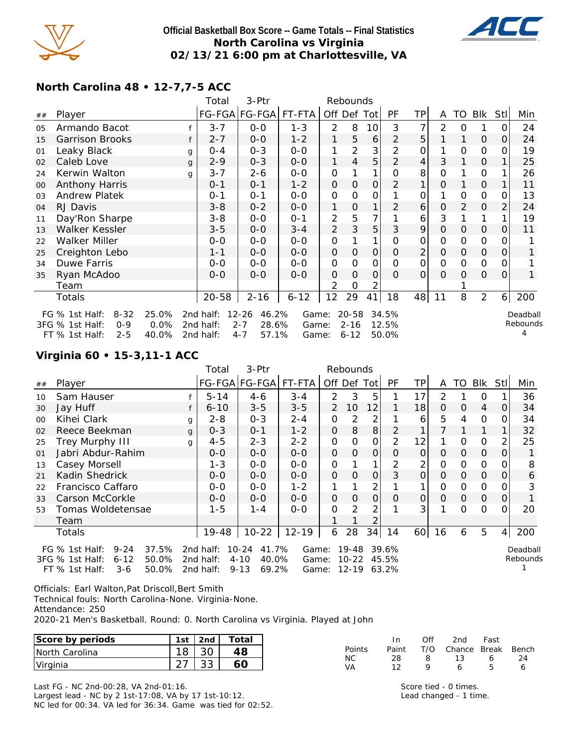# Official Basketball Box Score -- Game Totals -- Final Statistics
## North Carolina vs Virginia
## 02/13/21 6:00 pm at Charlottesville, VA

### North Carolina 48 • 12-7,7-5 ACC

| ## | Player | | Total FG-FGA | 3-Ptr FG-FGA | FT-FTA | Off | Def | Tot | PF | TP | A | TO | Blk | Stl | Min |
|---|---|---|---|---|---|---|---|---|---|---|---|---|---|---|---|
| 05 | Armando Bacot | f | 3-7 | 0-0 | 1-3 | 2 | 8 | 10 | 3 | 7 | 2 | 0 | 1 | 0 | 24 |
| 15 | Garrison Brooks | f | 2-7 | 0-0 | 1-2 | 1 | 5 | 6 | 2 | 5 | 1 | 1 | 0 | 0 | 24 |
| 01 | Leaky Black | g | 0-4 | 0-3 | 0-0 | 1 | 2 | 3 | 2 | 0 | 1 | 0 | 0 | 0 | 19 |
| 02 | Caleb Love | g | 2-9 | 0-3 | 0-0 | 1 | 4 | 5 | 2 | 4 | 3 | 1 | 0 | 1 | 25 |
| 24 | Kerwin Walton | g | 3-7 | 2-6 | 0-0 | 0 | 1 | 1 | 0 | 8 | 0 | 1 | 0 | 1 | 26 |
| 00 | Anthony Harris | | 0-1 | 0-1 | 1-2 | 0 | 0 | 0 | 2 | 1 | 0 | 1 | 0 | 1 | 11 |
| 03 | Andrew Platek | | 0-1 | 0-1 | 0-0 | 0 | 0 | 0 | 1 | 0 | 1 | 0 | 0 | 0 | 13 |
| 04 | RJ Davis | | 3-8 | 0-2 | 0-0 | 1 | 0 | 1 | 2 | 6 | 0 | 2 | 0 | 2 | 24 |
| 11 | Day'Ron Sharpe | | 3-8 | 0-0 | 0-1 | 2 | 5 | 7 | 1 | 6 | 3 | 1 | 1 | 1 | 19 |
| 13 | Walker Kessler | | 3-5 | 0-0 | 3-4 | 2 | 3 | 5 | 3 | 9 | 0 | 0 | 0 | 0 | 11 |
| 22 | Walker Miller | | 0-0 | 0-0 | 0-0 | 0 | 1 | 1 | 0 | 0 | 0 | 0 | 0 | 0 | 1 |
| 25 | Creighton Lebo | | 1-1 | 0-0 | 0-0 | 0 | 0 | 0 | 0 | 2 | 0 | 0 | 0 | 0 | 1 |
| 34 | Duwe Farris | | 0-0 | 0-0 | 0-0 | 0 | 0 | 0 | 0 | 0 | 0 | 0 | 0 | 0 | 1 |
| 35 | Ryan McAdoo | | 0-0 | 0-0 | 0-0 | 0 | 0 | 0 | 0 | 0 | 0 | 0 | 0 | 0 | 1 |
| | Team | | | | | 2 | 0 | 2 | | | | 1 | | | |
| | Totals | | 20-58 | 2-16 | 6-12 | 12 | 29 | 41 | 18 | 48 | 11 | 8 | 2 | 6 | 200 |

FG % 1st Half: 8-32 25.0% | 2nd half: 12-26 46.2% | Game: 20-58 34.5%
3FG % 1st Half: 0-9 0.0% | 2nd half: 2-7 28.6% | Game: 2-16 12.5%
FT % 1st Half: 2-5 40.0% | 2nd half: 4-7 57.1% | Game: 6-12 50.0%

Deadball Rebounds: 4

### Virginia 60 • 15-3,11-1 ACC

| ## | Player | | Total FG-FGA | 3-Ptr FG-FGA | FT-FTA | Off | Def | Tot | PF | TP | A | TO | Blk | Stl | Min |
|---|---|---|---|---|---|---|---|---|---|---|---|---|---|---|---|
| 10 | Sam Hauser | f | 5-14 | 4-6 | 3-4 | 2 | 3 | 5 | 1 | 17 | 2 | 1 | 0 | 1 | 36 |
| 30 | Jay Huff | f | 6-10 | 3-5 | 3-5 | 2 | 10 | 12 | 1 | 18 | 0 | 0 | 4 | 0 | 34 |
| 00 | Kihei Clark | g | 2-8 | 0-3 | 2-4 | 0 | 2 | 2 | 1 | 6 | 5 | 4 | 0 | 0 | 34 |
| 02 | Reece Beekman | g | 0-3 | 0-1 | 1-2 | 0 | 8 | 8 | 2 | 1 | 7 | 1 | 1 | 1 | 32 |
| 25 | Trey Murphy III | g | 4-5 | 2-3 | 2-2 | 0 | 0 | 0 | 2 | 12 | 1 | 0 | 0 | 2 | 25 |
| 01 | Jabri Abdur-Rahim | | 0-0 | 0-0 | 0-0 | 0 | 0 | 0 | 0 | 0 | 0 | 0 | 0 | 0 | 1 |
| 13 | Casey Morsell | | 1-3 | 0-0 | 0-0 | 0 | 1 | 1 | 2 | 2 | 0 | 0 | 0 | 0 | 8 |
| 21 | Kadin Shedrick | | 0-0 | 0-0 | 0-0 | 0 | 0 | 0 | 3 | 0 | 0 | 0 | 0 | 0 | 6 |
| 22 | Francisco Caffaro | | 0-0 | 0-0 | 1-2 | 1 | 1 | 2 | 1 | 1 | 0 | 0 | 0 | 0 | 3 |
| 33 | Carson McCorkle | | 0-0 | 0-0 | 0-0 | 0 | 0 | 0 | 0 | 0 | 0 | 0 | 0 | 0 | 1 |
| 53 | Tomas Woldetensae | | 1-5 | 1-4 | 0-0 | 0 | 2 | 2 | 1 | 3 | 1 | 0 | 0 | 0 | 20 |
| | Team | | | | | 1 | 1 | 2 | | | | | | | |
| | Totals | | 19-48 | 10-22 | 12-19 | 6 | 28 | 34 | 14 | 60 | 16 | 6 | 5 | 4 | 200 |

FG % 1st Half: 9-24 37.5% | 2nd half: 10-24 41.7% | Game: 19-48 39.6%
3FG % 1st Half: 6-12 50.0% | 2nd half: 4-10 40.0% | Game: 10-22 45.5%
FT % 1st Half: 3-6 50.0% | 2nd half: 9-13 69.2% | Game: 12-19 63.2%

Deadball Rebounds: 1

Officials: Earl Walton,Pat Driscoll,Bert Smith
Technical fouls: North Carolina-None. Virginia-None.
Attendance: 250
2020-21 Men's Basketball. Round: 0. North Carolina vs Virginia. Played at John

| Score by periods | 1st | 2nd | Total |
|---|---|---|---|
| North Carolina | 18 | 30 | 48 |
| Virginia | 27 | 33 | 60 |

| Points | In Paint | Off T/O | 2nd Chance | Fast Break | Bench |
|---|---|---|---|---|---|
| NC | 28 | 8 | 13 | 6 | 24 |
| VA | 12 | 9 | 6 | 5 | 6 |

Last FG - NC 2nd-00:28, VA 2nd-01:16.
Largest lead - NC by 2 1st-17:08, VA by 17 1st-10:12.
NC led for 00:34. VA led for 36:34. Game was tied for 02:52.

Score tied - 0 times.
Lead changed - 1 time.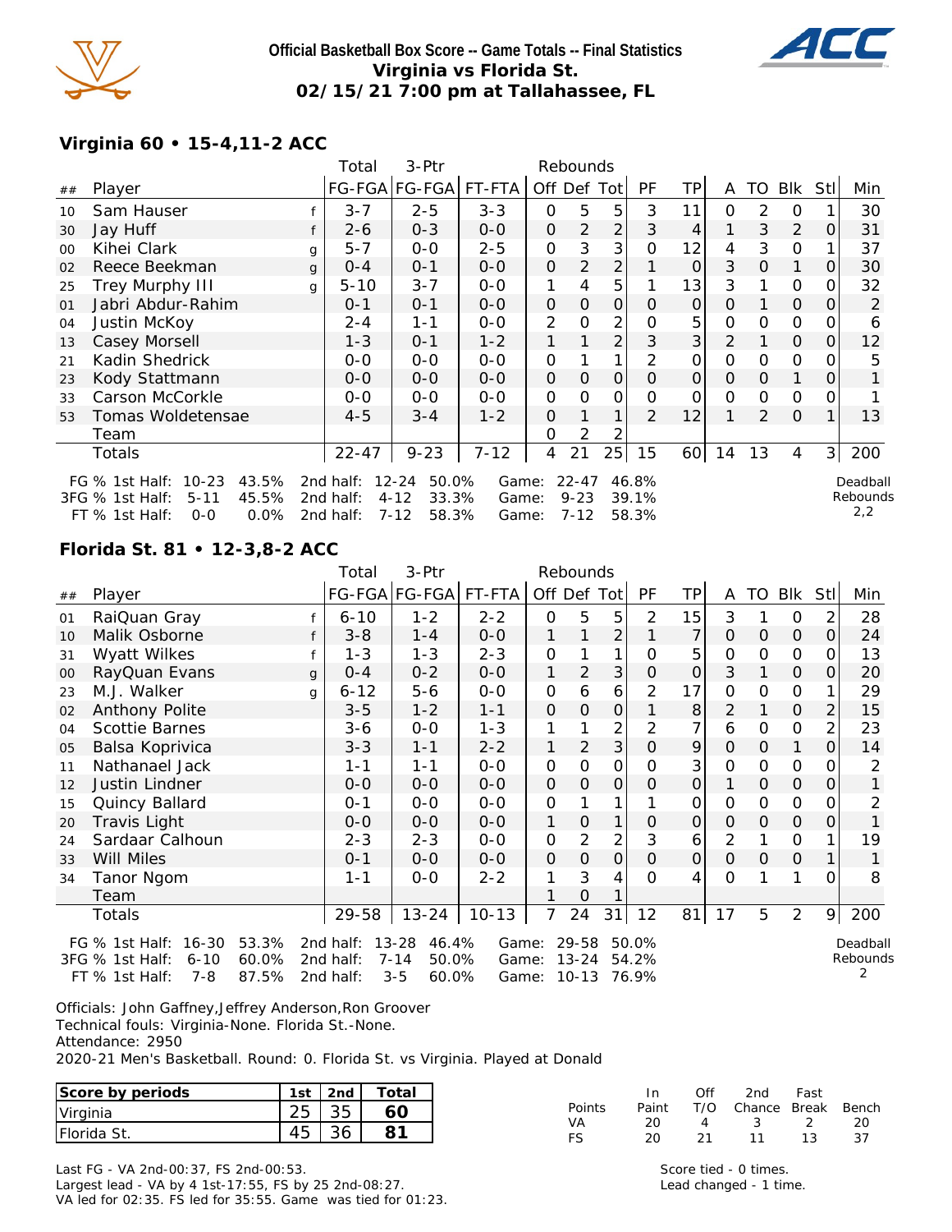**Official Basketball Box Score -- Game Totals -- Final Statistics**
**Virginia vs Florida St.**
**02/15/21 7:00 pm at Tallahassee, FL**

### Virginia 60 • 15-4,11-2 ACC

| ## | Player | | Total FG-FGA | 3-Ptr FG-FGA | FT-FTA | Rebounds Off | Def | Tot | PF | TP | A | TO | Blk | Stl | Min |
|---|---|---|---|---|---|---|---|---|---|---|---|---|---|---|---|
| 10 | Sam Hauser | f | 3-7 | 2-5 | 3-3 | 0 | 5 | 5 | 3 | 11 | 0 | 2 | 0 | 1 | 30 |
| 30 | Jay Huff | f | 2-6 | 0-3 | 0-0 | 0 | 2 | 2 | 3 | 4 | 1 | 3 | 2 | 0 | 31 |
| 00 | Kihei Clark | g | 5-7 | 0-0 | 2-5 | 0 | 3 | 3 | 0 | 12 | 4 | 3 | 0 | 1 | 37 |
| 02 | Reece Beekman | g | 0-4 | 0-1 | 0-0 | 0 | 2 | 2 | 1 | 0 | 3 | 0 | 1 | 0 | 30 |
| 25 | Trey Murphy III | g | 5-10 | 3-7 | 0-0 | 1 | 4 | 5 | 1 | 13 | 3 | 1 | 0 | 0 | 32 |
| 01 | Jabri Abdur-Rahim | | 0-1 | 0-1 | 0-0 | 0 | 0 | 0 | 0 | 0 | 0 | 1 | 0 | 0 | 2 |
| 04 | Justin McKoy | | 2-4 | 1-1 | 0-0 | 2 | 0 | 2 | 0 | 5 | 0 | 0 | 0 | 0 | 6 |
| 13 | Casey Morsell | | 1-3 | 0-1 | 1-2 | 1 | 1 | 2 | 3 | 3 | 2 | 1 | 0 | 0 | 12 |
| 21 | Kadin Shedrick | | 0-0 | 0-0 | 0-0 | 0 | 1 | 1 | 2 | 0 | 0 | 0 | 0 | 0 | 5 |
| 23 | Kody Stattmann | | 0-0 | 0-0 | 0-0 | 0 | 0 | 0 | 0 | 0 | 0 | 0 | 1 | 0 | 1 |
| 33 | Carson McCorkle | | 0-0 | 0-0 | 0-0 | 0 | 0 | 0 | 0 | 0 | 0 | 0 | 0 | 0 | 1 |
| 53 | Tomas Woldetensae | | 4-5 | 3-4 | 1-2 | 0 | 1 | 1 | 2 | 12 | 1 | 2 | 0 | 1 | 13 |
| | Team | | | | | 0 | 2 | 2 | | | | | | | |
| | Totals | | 22-47 | 9-23 | 7-12 | 4 | 21 | 25 | 15 | 60 | 14 | 13 | 4 | 3 | 200 |

FG % 1st Half: 10-23 43.5% | 2nd half: 12-24 50.0% | Game: 22-47 46.8%
3FG % 1st Half: 5-11 45.5% | 2nd half: 4-12 33.3% | Game: 9-23 39.1%
FT % 1st Half: 0-0 0.0% | 2nd half: 7-12 58.3% | Game: 7-12 58.3%

Deadball Rebounds 2,2

### Florida St. 81 • 12-3,8-2 ACC

| ## | Player | | Total FG-FGA | 3-Ptr FG-FGA | FT-FTA | Rebounds Off | Def | Tot | PF | TP | A | TO | Blk | Stl | Min |
|---|---|---|---|---|---|---|---|---|---|---|---|---|---|---|---|
| 01 | RaiQuan Gray | f | 6-10 | 1-2 | 2-2 | 0 | 5 | 5 | 2 | 15 | 3 | 1 | 0 | 2 | 28 |
| 10 | Malik Osborne | f | 3-8 | 1-4 | 0-0 | 1 | 1 | 2 | 1 | 7 | 0 | 0 | 0 | 0 | 24 |
| 31 | Wyatt Wilkes | f | 1-3 | 1-3 | 2-3 | 0 | 1 | 1 | 0 | 5 | 0 | 0 | 0 | 0 | 13 |
| 00 | RayQuan Evans | g | 0-4 | 0-2 | 0-0 | 1 | 2 | 3 | 0 | 0 | 3 | 1 | 0 | 0 | 20 |
| 23 | M.J. Walker | g | 6-12 | 5-6 | 0-0 | 0 | 6 | 6 | 2 | 17 | 0 | 0 | 0 | 1 | 29 |
| 02 | Anthony Polite | | 3-5 | 1-2 | 1-1 | 0 | 0 | 0 | 1 | 8 | 2 | 1 | 0 | 2 | 15 |
| 04 | Scottie Barnes | | 3-6 | 0-0 | 1-3 | 1 | 1 | 2 | 2 | 7 | 6 | 0 | 0 | 2 | 23 |
| 05 | Balsa Koprivica | | 3-3 | 1-1 | 2-2 | 1 | 2 | 3 | 0 | 9 | 0 | 0 | 1 | 0 | 14 |
| 11 | Nathanael Jack | | 1-1 | 1-1 | 0-0 | 0 | 0 | 0 | 0 | 3 | 0 | 0 | 0 | 0 | 2 |
| 12 | Justin Lindner | | 0-0 | 0-0 | 0-0 | 0 | 0 | 0 | 0 | 0 | 1 | 0 | 0 | 0 | 1 |
| 15 | Quincy Ballard | | 0-1 | 0-0 | 0-0 | 0 | 1 | 1 | 1 | 0 | 0 | 0 | 0 | 0 | 2 |
| 20 | Travis Light | | 0-0 | 0-0 | 0-0 | 1 | 0 | 1 | 0 | 0 | 0 | 0 | 0 | 0 | 1 |
| 24 | Sardaar Calhoun | | 2-3 | 2-3 | 0-0 | 0 | 2 | 2 | 3 | 6 | 2 | 1 | 0 | 1 | 19 |
| 33 | Will Miles | | 0-1 | 0-0 | 0-0 | 0 | 0 | 0 | 0 | 0 | 0 | 0 | 0 | 1 | 1 |
| 34 | Tanor Ngom | | 1-1 | 0-0 | 2-2 | 1 | 3 | 4 | 0 | 4 | 0 | 1 | 1 | 0 | 8 |
| | Team | | | | | 1 | 0 | 1 | | | | | | | |
| | Totals | | 29-58 | 13-24 | 10-13 | 7 | 24 | 31 | 12 | 81 | 17 | 5 | 2 | 9 | 200 |

FG % 1st Half: 16-30 53.3% | 2nd half: 13-28 46.4% | Game: 29-58 50.0%
3FG % 1st Half: 6-10 60.0% | 2nd half: 7-14 50.0% | Game: 13-24 54.2%
FT % 1st Half: 7-8 87.5% | 2nd half: 3-5 60.0% | Game: 10-13 76.9%

Deadball Rebounds 2

Officials: John Gaffney,Jeffrey Anderson,Ron Groover
Technical fouls: Virginia-None. Florida St.-None.
Attendance: 2950
2020-21 Men's Basketball. Round: 0. Florida St. vs Virginia. Played at Donald

| Score by periods | 1st | 2nd | Total |
|---|---|---|---|
| Virginia | 25 | 35 | 60 |
| Florida St. | 45 | 36 | 81 |

| Points | In Paint | Off T/O | 2nd Chance | Fast Break | Bench |
|---|---|---|---|---|---|
| VA | 20 | 4 | 3 | 2 | 20 |
| FS | 20 | 21 | 11 | 13 | 37 |

Last FG - VA 2nd-00:37, FS 2nd-00:53.
Largest lead - VA by 4 1st-17:55, FS by 25 2nd-08:27.
VA led for 02:35. FS led for 35:55. Game was tied for 01:23.

Score tied - 0 times.
Lead changed - 1 time.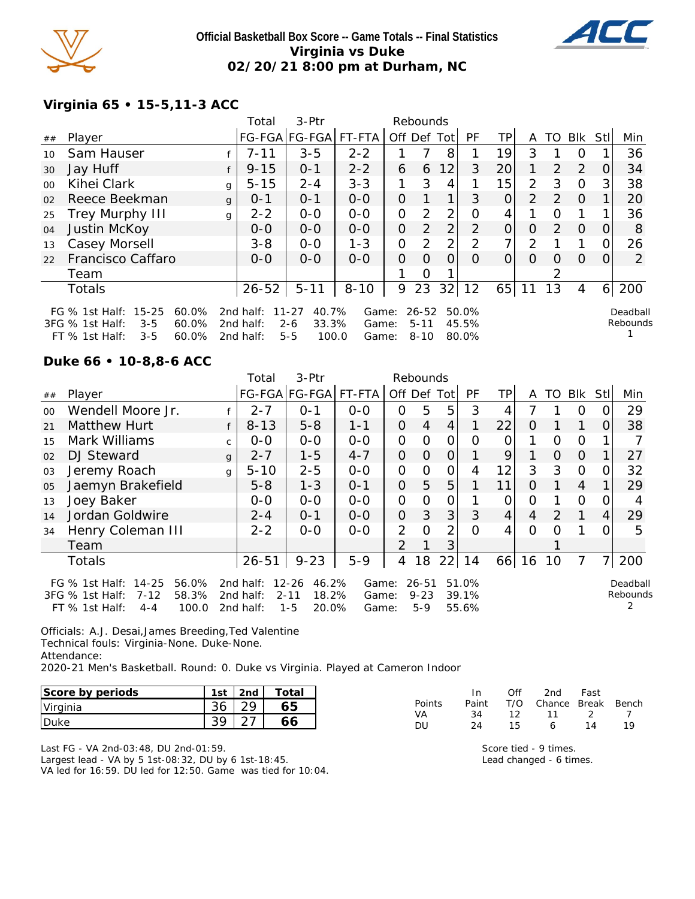**Official Basketball Box Score -- Game Totals -- Final Statistics**
**Virginia vs Duke**
**02/20/21 8:00 pm at Durham, NC**

## Virginia 65 • 15-5,11-3 ACC

| ## | Player | | Total FG-FGA | 3-Ptr FG-FGA | FT-FTA | Off | Def | Tot | PF | TP | A | TO | Blk | Stl | Min |
|---|---|---|---|---|---|---|---|---|---|---|---|---|---|---|---|
| 10 | Sam Hauser | f | 7-11 | 3-5 | 2-2 | 1 | 7 | 8 | 1 | 19 | 3 | 1 | 0 | 1 | 36 |
| 30 | Jay Huff | f | 9-15 | 0-1 | 2-2 | 6 | 6 | 12 | 3 | 20 | 1 | 2 | 2 | 0 | 34 |
| 00 | Kihei Clark | g | 5-15 | 2-4 | 3-3 | 1 | 3 | 4 | 1 | 15 | 2 | 3 | 0 | 3 | 38 |
| 02 | Reece Beekman | g | 0-1 | 0-1 | 0-0 | 0 | 1 | 1 | 3 | 0 | 2 | 2 | 0 | 1 | 20 |
| 25 | Trey Murphy III | g | 2-2 | 0-0 | 0-0 | 0 | 2 | 2 | 0 | 4 | 1 | 0 | 1 | 1 | 36 |
| 04 | Justin McKoy | | 0-0 | 0-0 | 0-0 | 0 | 2 | 2 | 2 | 0 | 0 | 2 | 0 | 0 | 8 |
| 13 | Casey Morsell | | 3-8 | 0-0 | 1-3 | 0 | 2 | 2 | 2 | 7 | 2 | 1 | 1 | 0 | 26 |
| 22 | Francisco Caffaro | | 0-0 | 0-0 | 0-0 | 0 | 0 | 0 | 0 | 0 | 0 | 0 | 0 | 0 | 2 |
| | Team | | | | | 1 | 0 | 1 | | | | 2 | | | |
| | Totals | | 26-52 | 5-11 | 8-10 | 9 | 23 | 32 | 12 | 65 | 11 | 13 | 4 | 6 | 200 |

FG % 1st Half: 15-25 60.0% 2nd half: 11-27 40.7% Game: 26-52 50.0%
3FG % 1st Half: 3-5 60.0% 2nd half: 2-6 33.3% Game: 5-11 45.5%
FT % 1st Half: 3-5 60.0% 2nd half: 5-5 100.0 Game: 8-10 80.0%

Deadball Rebounds 1

## Duke 66 • 10-8,8-6 ACC

| ## | Player | | Total FG-FGA | 3-Ptr FG-FGA | FT-FTA | Off | Def | Tot | PF | TP | A | TO | Blk | Stl | Min |
|---|---|---|---|---|---|---|---|---|---|---|---|---|---|---|---|
| 00 | Wendell Moore Jr. | f | 2-7 | 0-1 | 0-0 | 0 | 5 | 5 | 3 | 4 | 7 | 1 | 0 | 0 | 29 |
| 21 | Matthew Hurt | f | 8-13 | 5-8 | 1-1 | 0 | 4 | 4 | 1 | 22 | 0 | 1 | 1 | 0 | 38 |
| 15 | Mark Williams | c | 0-0 | 0-0 | 0-0 | 0 | 0 | 0 | 0 | 0 | 1 | 0 | 0 | 1 | 7 |
| 02 | DJ Steward | g | 2-7 | 1-5 | 4-7 | 0 | 0 | 0 | 1 | 9 | 1 | 0 | 0 | 1 | 27 |
| 03 | Jeremy Roach | g | 5-10 | 2-5 | 0-0 | 0 | 0 | 0 | 4 | 12 | 3 | 3 | 0 | 0 | 32 |
| 05 | Jaemyn Brakefield | | 5-8 | 1-3 | 0-1 | 0 | 5 | 5 | 1 | 11 | 0 | 1 | 4 | 1 | 29 |
| 13 | Joey Baker | | 0-0 | 0-0 | 0-0 | 0 | 0 | 0 | 1 | 0 | 0 | 1 | 0 | 0 | 4 |
| 14 | Jordan Goldwire | | 2-4 | 0-1 | 0-0 | 0 | 3 | 3 | 3 | 4 | 4 | 2 | 1 | 4 | 29 |
| 34 | Henry Coleman III | | 2-2 | 0-0 | 0-0 | 2 | 0 | 2 | 0 | 4 | 0 | 0 | 1 | 0 | 5 |
| | Team | | | | | 2 | 1 | 3 | | | | 1 | | | |
| | Totals | | 26-51 | 9-23 | 5-9 | 4 | 18 | 22 | 14 | 66 | 16 | 10 | 7 | 7 | 200 |

FG % 1st Half: 14-25 56.0% 2nd half: 12-26 46.2% Game: 26-51 51.0%
3FG % 1st Half: 7-12 58.3% 2nd half: 2-11 18.2% Game: 9-23 39.1%
FT % 1st Half: 4-4 100.0 2nd half: 1-5 20.0% Game: 5-9 55.6%

Deadball Rebounds 2

Officials: A.J. Desai,James Breeding,Ted Valentine
Technical fouls: Virginia-None. Duke-None.
Attendance:
2020-21 Men's Basketball. Round: 0. Duke vs Virginia. Played at Cameron Indoor

| Score by periods | 1st | 2nd | Total |
|---|---|---|---|
| Virginia | 36 | 29 | 65 |
| Duke | 39 | 27 | 66 |

| Points | In Paint | Off T/O | 2nd Chance | Fast Break | Bench |
|---|---|---|---|---|---|
| VA | 34 | 12 | 11 | 2 | 7 |
| DU | 24 | 15 | 6 | 14 | 19 |

Last FG - VA 2nd-03:48, DU 2nd-01:59.
Largest lead - VA by 5 1st-08:32, DU by 6 1st-18:45.
VA led for 16:59. DU led for 12:50. Game was tied for 10:04.

Score tied - 9 times.
Lead changed - 6 times.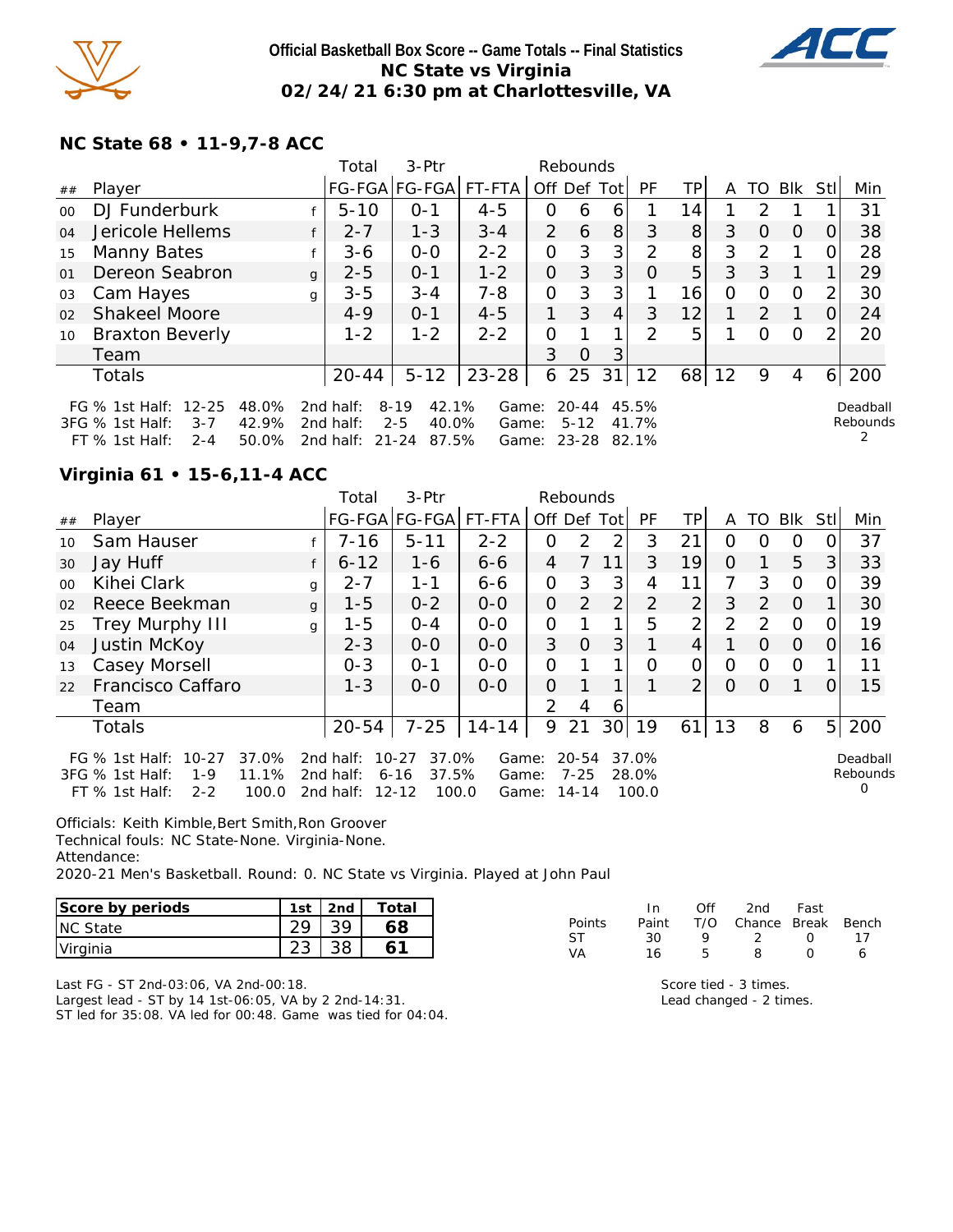**Official Basketball Box Score -- Game Totals -- Final Statistics**
**NC State vs Virginia**
**02/24/21 6:30 pm at Charlottesville, VA**

## NC State 68 • 11-9,7-8 ACC

| ## | Player | | Total FG-FGA | 3-Ptr FG-FGA | FT-FTA | Rebounds Off | Def | Tot | PF | TP | A | TO | Blk | Stl | Min |
|---|---|---|---|---|---|---|---|---|---|---|---|---|---|---|---|
| 00 | DJ Funderburk | f | 5-10 | 0-1 | 4-5 | 0 | 6 | 6 | 1 | 14 | 1 | 2 | 1 | 1 | 31 |
| 04 | Jericole Hellems | f | 2-7 | 1-3 | 3-4 | 2 | 6 | 8 | 3 | 8 | 3 | 0 | 0 | 0 | 38 |
| 15 | Manny Bates | f | 3-6 | 0-0 | 2-2 | 0 | 3 | 3 | 2 | 8 | 3 | 2 | 1 | 0 | 28 |
| 01 | Dereon Seabron | g | 2-5 | 0-1 | 1-2 | 0 | 3 | 3 | 0 | 5 | 3 | 3 | 1 | 1 | 29 |
| 03 | Cam Hayes | g | 3-5 | 3-4 | 7-8 | 0 | 3 | 3 | 1 | 16 | 0 | 0 | 0 | 2 | 30 |
| 02 | Shakeel Moore | | 4-9 | 0-1 | 4-5 | 1 | 3 | 4 | 3 | 12 | 1 | 2 | 1 | 0 | 24 |
| 10 | Braxton Beverly | | 1-2 | 1-2 | 2-2 | 0 | 1 | 1 | 2 | 5 | 1 | 0 | 0 | 2 | 20 |
| | Team | | | | | 3 | 0 | 3 | | | | | | | |
| | Totals | | 20-44 | 5-12 | 23-28 | 6 | 25 | 31 | 12 | 68 | 12 | 9 | 4 | 6 | 200 |

FG % 1st Half: 12-25 48.0% 2nd half: 8-19 42.1% Game: 20-44 45.5%
3FG % 1st Half: 3-7 42.9% 2nd half: 2-5 40.0% Game: 5-12 41.7%
FT % 1st Half: 2-4 50.0% 2nd half: 21-24 87.5% Game: 23-28 82.1%

Deadball Rebounds 2

## Virginia 61 • 15-6,11-4 ACC

| ## | Player | | Total FG-FGA | 3-Ptr FG-FGA | FT-FTA | Rebounds Off | Def | Tot | PF | TP | A | TO | Blk | Stl | Min |
|---|---|---|---|---|---|---|---|---|---|---|---|---|---|---|---|
| 10 | Sam Hauser | f | 7-16 | 5-11 | 2-2 | 0 | 2 | 2 | 3 | 21 | 0 | 0 | 0 | 0 | 37 |
| 30 | Jay Huff | f | 6-12 | 1-6 | 6-6 | 4 | 7 | 11 | 3 | 19 | 0 | 1 | 5 | 3 | 33 |
| 00 | Kihei Clark | g | 2-7 | 1-1 | 6-6 | 0 | 3 | 3 | 4 | 11 | 7 | 3 | 0 | 0 | 39 |
| 02 | Reece Beekman | g | 1-5 | 0-2 | 0-0 | 0 | 2 | 2 | 2 | 2 | 3 | 2 | 0 | 1 | 30 |
| 25 | Trey Murphy III | g | 1-5 | 0-4 | 0-0 | 0 | 1 | 1 | 5 | 2 | 2 | 2 | 0 | 0 | 19 |
| 04 | Justin McKoy | | 2-3 | 0-0 | 0-0 | 3 | 0 | 3 | 1 | 4 | 1 | 0 | 0 | 0 | 16 |
| 13 | Casey Morsell | | 0-3 | 0-1 | 0-0 | 0 | 1 | 1 | 0 | 0 | 0 | 0 | 0 | 1 | 11 |
| 22 | Francisco Caffaro | | 1-3 | 0-0 | 0-0 | 0 | 1 | 1 | 1 | 2 | 0 | 0 | 1 | 0 | 15 |
| | Team | | | | | 2 | 4 | 6 | | | | | | | |
| | Totals | | 20-54 | 7-25 | 14-14 | 9 | 21 | 30 | 19 | 61 | 13 | 8 | 6 | 5 | 200 |

FG % 1st Half: 10-27 37.0% 2nd half: 10-27 37.0% Game: 20-54 37.0%
3FG % 1st Half: 1-9 11.1% 2nd half: 6-16 37.5% Game: 7-25 28.0%
FT % 1st Half: 2-2 100.0 2nd half: 12-12 100.0 Game: 14-14 100.0

Deadball Rebounds 0

Officials: Keith Kimble,Bert Smith,Ron Groover
Technical fouls: NC State-None. Virginia-None.
Attendance:
2020-21 Men's Basketball. Round: 0. NC State vs Virginia. Played at John Paul

| Score by periods | 1st | 2nd | Total |
|---|---|---|---|
| NC State | 29 | 39 | **68** |
| Virginia | 23 | 38 | **61** |

| Points | In Paint | Off T/O | 2nd Chance | Fast Break | Bench |
|---|---|---|---|---|---|
| ST | 30 | 9 | 2 | 0 | 17 |
| VA | 16 | 5 | 8 | 0 | 6 |

Last FG - ST 2nd-03:06, VA 2nd-00:18.
Largest lead - ST by 14 1st-06:05, VA by 2 2nd-14:31.
ST led for 35:08. VA led for 00:48. Game was tied for 04:04.

Score tied - 3 times.
Lead changed - 2 times.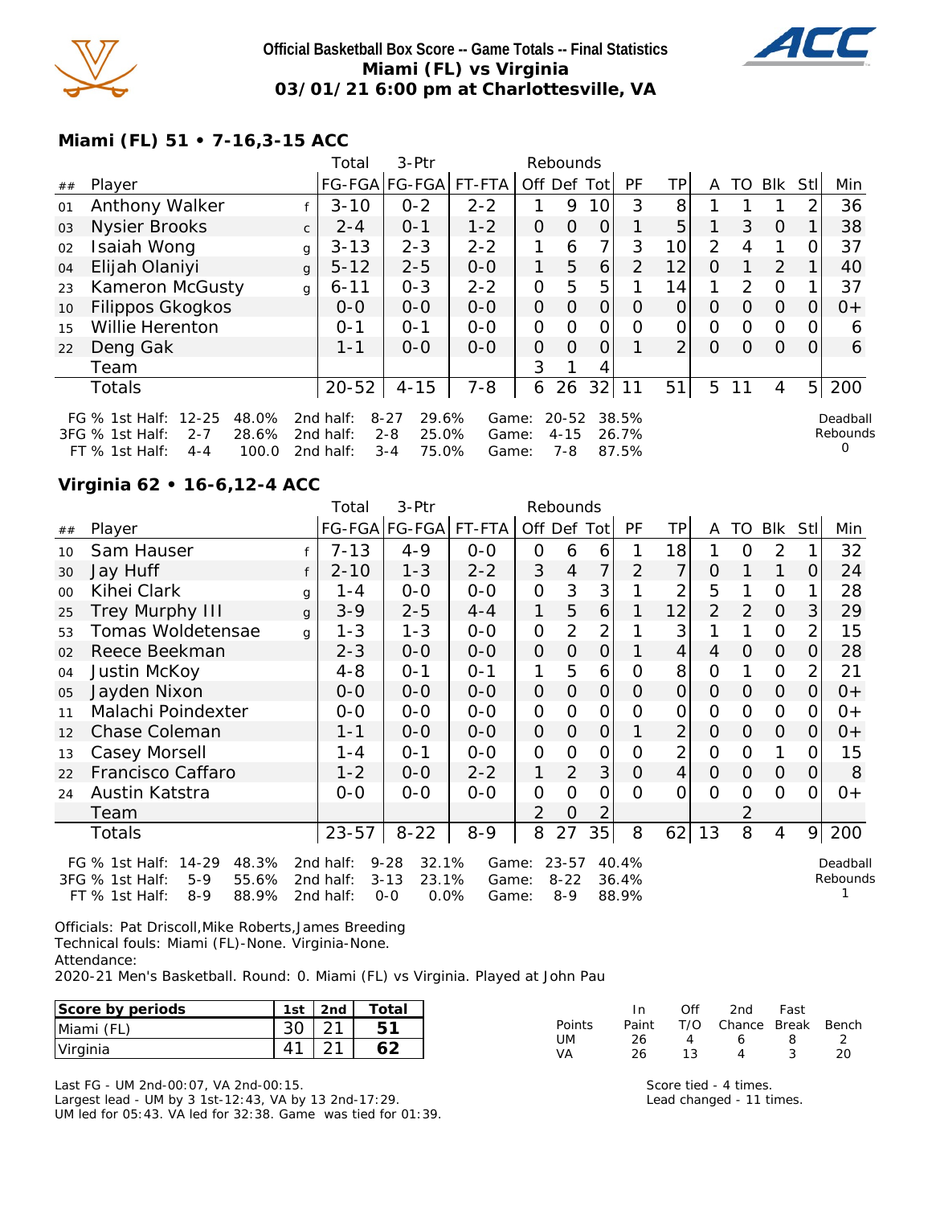**Official Basketball Box Score -- Game Totals -- Final Statistics**
**Miami (FL) vs Virginia**
**03/01/21 6:00 pm at Charlottesville, VA**

## Miami (FL) 51 • 7-16,3-15 ACC

| ## | Player | | Total FG-FGA | 3-Ptr FG-FGA | FT-FTA | Rebounds Off | Def | Tot | PF | TP | A | TO | Blk | Stl | Min |
|---|---|---|---|---|---|---|---|---|---|---|---|---|---|---|---|
| 01 | Anthony Walker | f | 3-10 | 0-2 | 2-2 | 1 | 9 | 10 | 3 | 8 | 1 | 1 | 1 | 2 | 36 |
| 03 | Nysier Brooks | c | 2-4 | 0-1 | 1-2 | 0 | 0 | 0 | 1 | 5 | 1 | 3 | 0 | 1 | 38 |
| 02 | Isaiah Wong | g | 3-13 | 2-3 | 2-2 | 1 | 6 | 7 | 3 | 10 | 2 | 4 | 1 | 0 | 37 |
| 04 | Elijah Olaniyi | g | 5-12 | 2-5 | 0-0 | 1 | 5 | 6 | 2 | 12 | 0 | 1 | 2 | 1 | 40 |
| 23 | Kameron McGusty | g | 6-11 | 0-3 | 2-2 | 0 | 5 | 5 | 1 | 14 | 1 | 2 | 0 | 1 | 37 |
| 10 | Filippos Gkogkos | | 0-0 | 0-0 | 0-0 | 0 | 0 | 0 | 0 | 0 | 0 | 0 | 0 | 0 | 0+ |
| 15 | Willie Herenton | | 0-1 | 0-1 | 0-0 | 0 | 0 | 0 | 0 | 0 | 0 | 0 | 0 | 0 | 6 |
| 22 | Deng Gak | | 1-1 | 0-0 | 0-0 | 0 | 0 | 0 | 1 | 2 | 0 | 0 | 0 | 0 | 6 |
| | Team | | | | | 3 | 1 | 4 | | | | | | | |
| | Totals | | 20-52 | 4-15 | 7-8 | 6 | 26 | 32 | 11 | 51 | 5 | 11 | 4 | 5 | 200 |

FG % 1st Half: 12-25 48.0% 2nd half: 8-27 29.6% Game: 20-52 38.5%
3FG % 1st Half: 2-7 28.6% 2nd half: 2-8 25.0% Game: 4-15 26.7%
FT % 1st Half: 4-4 100.0 2nd half: 3-4 75.0% Game: 7-8 87.5%

Deadball Rebounds 0

## Virginia 62 • 16-6,12-4 ACC

| ## | Player | | Total FG-FGA | 3-Ptr FG-FGA | FT-FTA | Rebounds Off | Def | Tot | PF | TP | A | TO | Blk | Stl | Min |
|---|---|---|---|---|---|---|---|---|---|---|---|---|---|---|---|
| 10 | Sam Hauser | f | 7-13 | 4-9 | 0-0 | 0 | 6 | 6 | 1 | 18 | 1 | 0 | 2 | 1 | 32 |
| 30 | Jay Huff | f | 2-10 | 1-3 | 2-2 | 3 | 4 | 7 | 2 | 7 | 0 | 1 | 1 | 0 | 24 |
| 00 | Kihei Clark | g | 1-4 | 0-0 | 0-0 | 0 | 3 | 3 | 1 | 2 | 5 | 1 | 0 | 1 | 28 |
| 25 | Trey Murphy III | g | 3-9 | 2-5 | 4-4 | 1 | 5 | 6 | 1 | 12 | 2 | 2 | 0 | 3 | 29 |
| 53 | Tomas Woldetensae | g | 1-3 | 1-3 | 0-0 | 0 | 2 | 2 | 1 | 3 | 1 | 1 | 0 | 2 | 15 |
| 02 | Reece Beekman | | 2-3 | 0-0 | 0-0 | 0 | 0 | 0 | 1 | 4 | 4 | 0 | 0 | 0 | 28 |
| 04 | Justin McKoy | | 4-8 | 0-1 | 0-1 | 1 | 5 | 6 | 0 | 8 | 0 | 1 | 0 | 2 | 21 |
| 05 | Jayden Nixon | | 0-0 | 0-0 | 0-0 | 0 | 0 | 0 | 0 | 0 | 0 | 0 | 0 | 0 | 0+ |
| 11 | Malachi Poindexter | | 0-0 | 0-0 | 0-0 | 0 | 0 | 0 | 0 | 0 | 0 | 0 | 0 | 0 | 0+ |
| 12 | Chase Coleman | | 1-1 | 0-0 | 0-0 | 0 | 0 | 0 | 1 | 2 | 0 | 0 | 0 | 0 | 0+ |
| 13 | Casey Morsell | | 1-4 | 0-1 | 0-0 | 0 | 0 | 0 | 0 | 2 | 0 | 0 | 1 | 0 | 15 |
| 22 | Francisco Caffaro | | 1-2 | 0-0 | 2-2 | 1 | 2 | 3 | 0 | 4 | 0 | 0 | 0 | 0 | 8 |
| 24 | Austin Katstra | | 0-0 | 0-0 | 0-0 | 0 | 0 | 0 | 0 | 0 | 0 | 0 | 0 | 0 | 0+ |
| | Team | | | | | 2 | 0 | 2 | | | | 2 | | | |
| | Totals | | 23-57 | 8-22 | 8-9 | 8 | 27 | 35 | 8 | 62 | 13 | 8 | 4 | 9 | 200 |

FG % 1st Half: 14-29 48.3% 2nd half: 9-28 32.1% Game: 23-57 40.4%
3FG % 1st Half: 5-9 55.6% 2nd half: 3-13 23.1% Game: 8-22 36.4%
FT % 1st Half: 8-9 88.9% 2nd half: 0-0 0.0% Game: 8-9 88.9%

Deadball Rebounds 1

Officials: Pat Driscoll,Mike Roberts,James Breeding
Technical fouls: Miami (FL)-None. Virginia-None.
Attendance:
2020-21 Men's Basketball. Round: 0. Miami (FL) vs Virginia. Played at John Pau

| Score by periods | 1st | 2nd | Total |
|---|---|---|---|
| Miami (FL) | 30 | 21 | 51 |
| Virginia | 41 | 21 | 62 |

| Points | In Paint | Off T/O | 2nd Chance | Fast Break | Bench |
|---|---|---|---|---|---|
| UM | 26 | 4 | 6 | 8 | 2 |
| VA | 26 | 13 | 4 | 3 | 20 |

Last FG - UM 2nd-00:07, VA 2nd-00:15.
Largest lead - UM by 3 1st-12:43, VA by 13 2nd-17:29.
UM led for 05:43. VA led for 32:38. Game was tied for 01:39.

Score tied - 4 times.
Lead changed - 11 times.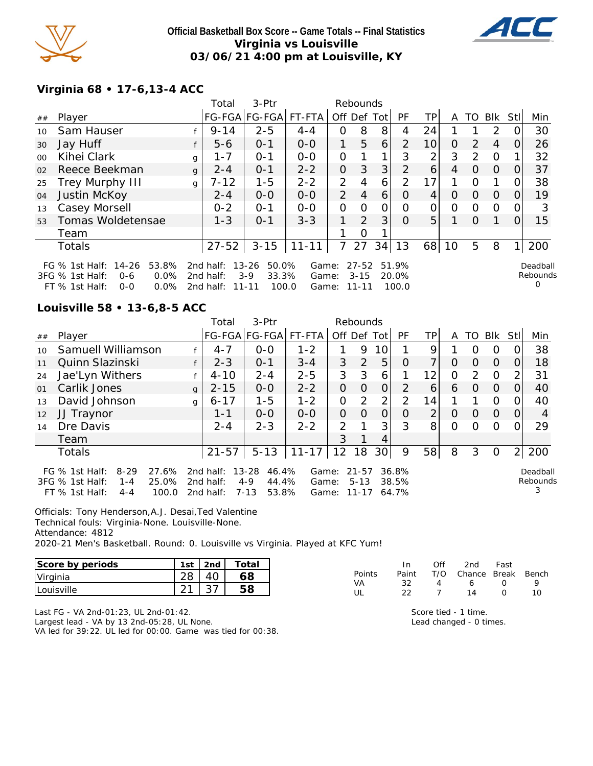**Official Basketball Box Score -- Game Totals -- Final Statistics**
**Virginia vs Louisville**
**03/06/21 4:00 pm at Louisville, KY**

### Virginia 68 • 17-6,13-4 ACC

| ## | Player | | Total FG-FGA | 3-Ptr FG-FGA | FT-FTA | Rebounds Off | Def | Tot | PF | TP | A | TO | Blk | Stl | Min |
|---|---|---|---|---|---|---|---|---|---|---|---|---|---|---|---|
| 10 | Sam Hauser | f | 9-14 | 2-5 | 4-4 | 0 | 8 | 8 | 4 | 24 | 1 | 1 | 2 | 0 | 30 |
| 30 | Jay Huff | f | 5-6 | 0-1 | 0-0 | 1 | 5 | 6 | 2 | 10 | 0 | 2 | 4 | 0 | 26 |
| 00 | Kihei Clark | g | 1-7 | 0-1 | 0-0 | 0 | 1 | 1 | 3 | 2 | 3 | 2 | 0 | 1 | 32 |
| 02 | Reece Beekman | g | 2-4 | 0-1 | 2-2 | 0 | 3 | 3 | 2 | 6 | 4 | 0 | 0 | 0 | 37 |
| 25 | Trey Murphy III | g | 7-12 | 1-5 | 2-2 | 2 | 4 | 6 | 2 | 17 | 1 | 0 | 1 | 0 | 38 |
| 04 | Justin McKoy | | 2-4 | 0-0 | 0-0 | 2 | 4 | 6 | 0 | 4 | 0 | 0 | 0 | 0 | 19 |
| 13 | Casey Morsell | | 0-2 | 0-1 | 0-0 | 0 | 0 | 0 | 0 | 0 | 0 | 0 | 0 | 0 | 3 |
| 53 | Tomas Woldetensae | | 1-3 | 0-1 | 3-3 | 1 | 2 | 3 | 0 | 5 | 1 | 0 | 1 | 0 | 15 |
| | Team | | | | | 1 | 0 | 1 | | | | | | | |
| | Totals | | 27-52 | 3-15 | 11-11 | 7 | 27 | 34 | 13 | 68 | 10 | 5 | 8 | 1 | 200 |

FG % 1st Half: 14-26 53.8% 2nd half: 13-26 50.0% Game: 27-52 51.9%
3FG % 1st Half: 0-6 0.0% 2nd half: 3-9 33.3% Game: 3-15 20.0%
FT % 1st Half: 0-0 0.0% 2nd half: 11-11 100.0 Game: 11-11 100.0

Deadball Rebounds 0

### Louisville 58 • 13-6,8-5 ACC

| ## | Player | | Total FG-FGA | 3-Ptr FG-FGA | FT-FTA | Rebounds Off | Def | Tot | PF | TP | A | TO | Blk | Stl | Min |
|---|---|---|---|---|---|---|---|---|---|---|---|---|---|---|---|
| 10 | Samuell Williamson | f | 4-7 | 0-0 | 1-2 | 1 | 9 | 10 | 1 | 9 | 1 | 0 | 0 | 0 | 38 |
| 11 | Quinn Slazinski | f | 2-3 | 0-1 | 3-4 | 3 | 2 | 5 | 0 | 7 | 0 | 0 | 0 | 0 | 18 |
| 24 | Jae'Lyn Withers | f | 4-10 | 2-4 | 2-5 | 3 | 3 | 6 | 1 | 12 | 0 | 2 | 0 | 2 | 31 |
| 01 | Carlik Jones | g | 2-15 | 0-0 | 2-2 | 0 | 0 | 0 | 2 | 6 | 6 | 0 | 0 | 0 | 40 |
| 13 | David Johnson | g | 6-17 | 1-5 | 1-2 | 0 | 2 | 2 | 2 | 14 | 1 | 1 | 0 | 0 | 40 |
| 12 | JJ Traynor | | 1-1 | 0-0 | 0-0 | 0 | 0 | 0 | 0 | 2 | 0 | 0 | 0 | 0 | 4 |
| 14 | Dre Davis | | 2-4 | 2-3 | 2-2 | 2 | 1 | 3 | 3 | 8 | 0 | 0 | 0 | 0 | 29 |
| | Team | | | | | 3 | 1 | 4 | | | | | | | |
| | Totals | | 21-57 | 5-13 | 11-17 | 12 | 18 | 30 | 9 | 58 | 8 | 3 | 0 | 2 | 200 |

FG % 1st Half: 8-29 27.6% 2nd half: 13-28 46.4% Game: 21-57 36.8%
3FG % 1st Half: 1-4 25.0% 2nd half: 4-9 44.4% Game: 5-13 38.5%
FT % 1st Half: 4-4 100.0 2nd half: 7-13 53.8% Game: 11-17 64.7%

Deadball Rebounds 3

Officials: Tony Henderson,A.J. Desai,Ted Valentine
Technical fouls: Virginia-None. Louisville-None.
Attendance: 4812
2020-21 Men's Basketball. Round: 0. Louisville vs Virginia. Played at KFC Yum!

| Score by periods | 1st | 2nd | Total |
|---|---|---|---|
| Virginia | 28 | 40 | 68 |
| Louisville | 21 | 37 | 58 |

| Points | In Paint | Off T/O | 2nd Chance | Fast Break | Bench |
|---|---|---|---|---|---|
| VA | 32 | 4 | 6 | 0 | 9 |
| UL | 22 | 7 | 14 | 0 | 10 |

Last FG - VA 2nd-01:23, UL 2nd-01:42.
Largest lead - VA by 13 2nd-05:28, UL None.
VA led for 39:22. UL led for 00:00. Game was tied for 00:38.

Score tied - 1 time.
Lead changed - 0 times.